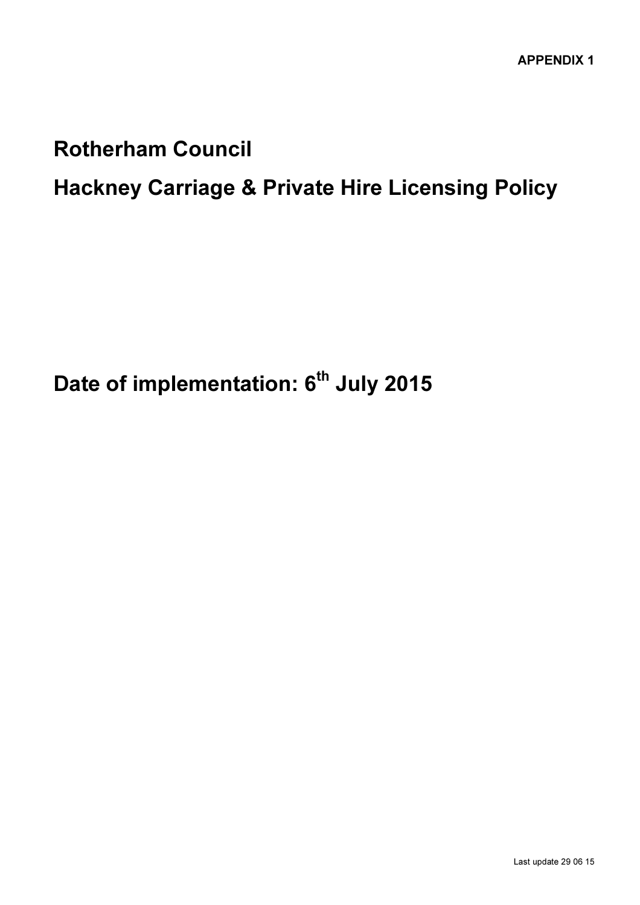APPENDIX 1

# Rotherham Council

# Hackney Carriage & Private Hire Licensing Policy

## Date of implementation: 6th July 2015

Last update 29 06 15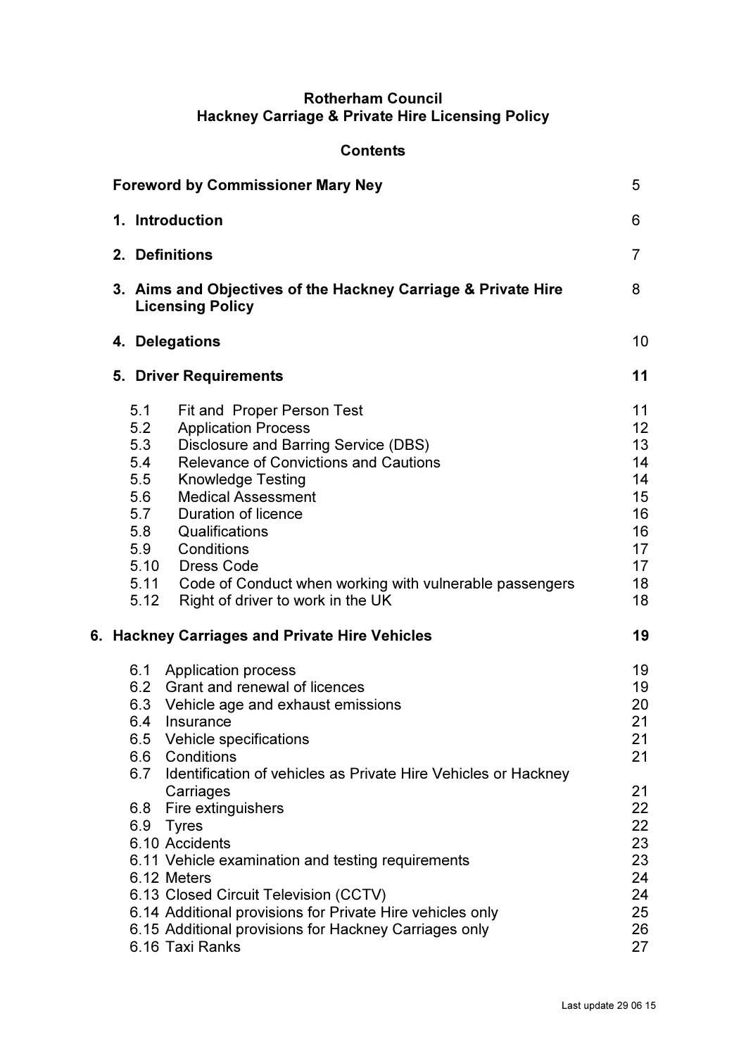**Rotherham Council**
**Hackney Carriage & Private Hire Licensing Policy**

**Contents**

| | |
|---|---|
| **Foreword by Commissioner Mary Ney** | 5 |
| **1. Introduction** | 6 |
| **2. Definitions** | 7 |
| **3. Aims and Objectives of the Hackney Carriage & Private Hire Licensing Policy** | 8 |
| **4. Delegations** | 10 |
| **5. Driver Requirements** | **11** |
| 5.1 Fit and Proper Person Test | 11 |
| 5.2 Application Process | 12 |
| 5.3 Disclosure and Barring Service (DBS) | 13 |
| 5.4 Relevance of Convictions and Cautions | 14 |
| 5.5 Knowledge Testing | 14 |
| 5.6 Medical Assessment | 15 |
| 5.7 Duration of licence | 16 |
| 5.8 Qualifications | 16 |
| 5.9 Conditions | 17 |
| 5.10 Dress Code | 17 |
| 5.11 Code of Conduct when working with vulnerable passengers | 18 |
| 5.12 Right of driver to work in the UK | 18 |
| **6. Hackney Carriages and Private Hire Vehicles** | **19** |
| 6.1 Application process | 19 |
| 6.2 Grant and renewal of licences | 19 |
| 6.3 Vehicle age and exhaust emissions | 20 |
| 6.4 Insurance | 21 |
| 6.5 Vehicle specifications | 21 |
| 6.6 Conditions | 21 |
| 6.7 Identification of vehicles as Private Hire Vehicles or Hackney Carriages | 21 |
| 6.8 Fire extinguishers | 22 |
| 6.9 Tyres | 22 |
| 6.10 Accidents | 23 |
| 6.11 Vehicle examination and testing requirements | 23 |
| 6.12 Meters | 24 |
| 6.13 Closed Circuit Television (CCTV) | 24 |
| 6.14 Additional provisions for Private Hire vehicles only | 25 |
| 6.15 Additional provisions for Hackney Carriages only | 26 |
| 6.16 Taxi Ranks | 27 |

Last update 29 06 15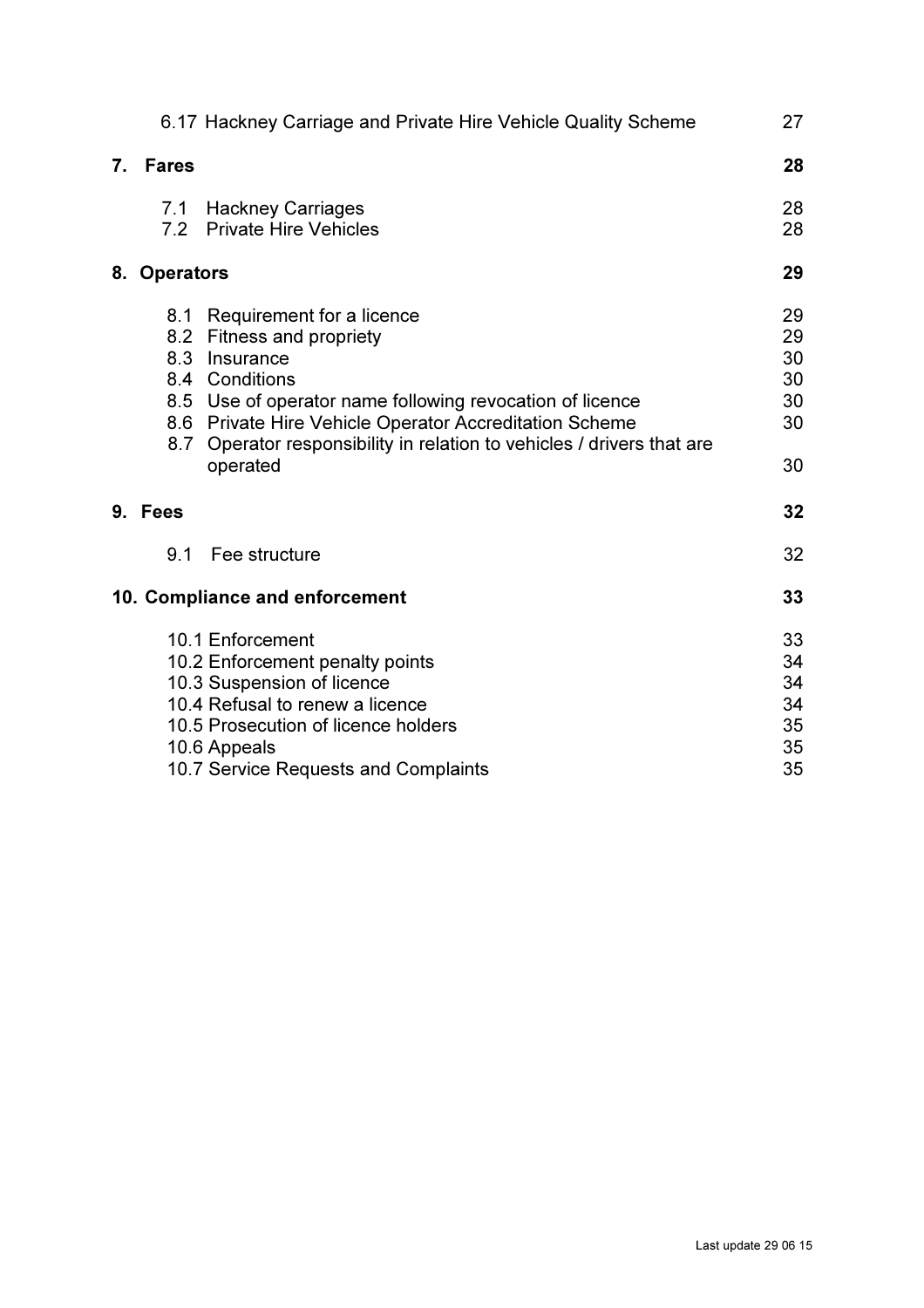| | |
|---|---|
| 6.17 Hackney Carriage and Private Hire Vehicle Quality Scheme | 27 |
| **7. Fares** | **28** |
| 7.1 Hackney Carriages | 28 |
| 7.2 Private Hire Vehicles | 28 |
| **8. Operators** | **29** |
| 8.1 Requirement for a licence | 29 |
| 8.2 Fitness and propriety | 29 |
| 8.3 Insurance | 30 |
| 8.4 Conditions | 30 |
| 8.5 Use of operator name following revocation of licence | 30 |
| 8.6 Private Hire Vehicle Operator Accreditation Scheme | 30 |
| 8.7 Operator responsibility in relation to vehicles / drivers that are operated | 30 |
| **9. Fees** | **32** |
| 9.1 Fee structure | 32 |
| **10. Compliance and enforcement** | **33** |
| 10.1 Enforcement | 33 |
| 10.2 Enforcement penalty points | 34 |
| 10.3 Suspension of licence | 34 |
| 10.4 Refusal to renew a licence | 34 |
| 10.5 Prosecution of licence holders | 35 |
| 10.6 Appeals | 35 |
| 10.7 Service Requests and Complaints | 35 |

Last update 29 06 15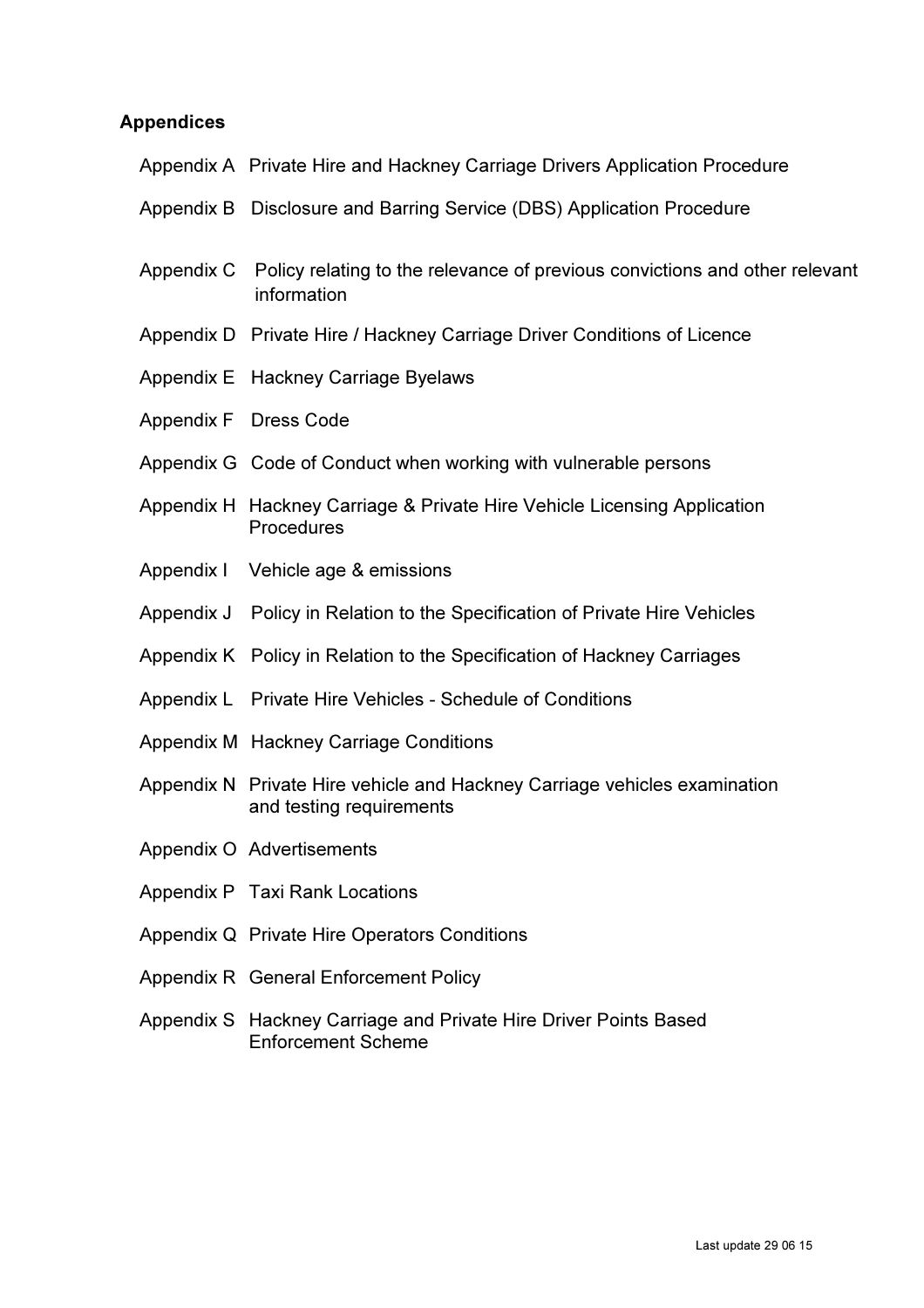## Appendices

- Appendix A Private Hire and Hackney Carriage Drivers Application Procedure
- Appendix B Disclosure and Barring Service (DBS) Application Procedure
- Appendix C Policy relating to the relevance of previous convictions and other relevant information
- Appendix D Private Hire / Hackney Carriage Driver Conditions of Licence
- Appendix E Hackney Carriage Byelaws
- Appendix F Dress Code
- Appendix G Code of Conduct when working with vulnerable persons
- Appendix H Hackney Carriage & Private Hire Vehicle Licensing Application Procedures
- Appendix I Vehicle age & emissions
- Appendix J Policy in Relation to the Specification of Private Hire Vehicles
- Appendix K Policy in Relation to the Specification of Hackney Carriages
- Appendix L Private Hire Vehicles - Schedule of Conditions
- Appendix M Hackney Carriage Conditions
- Appendix N Private Hire vehicle and Hackney Carriage vehicles examination and testing requirements
- Appendix O Advertisements
- Appendix P Taxi Rank Locations
- Appendix Q Private Hire Operators Conditions
- Appendix R General Enforcement Policy
- Appendix S Hackney Carriage and Private Hire Driver Points Based Enforcement Scheme

Last update 29 06 15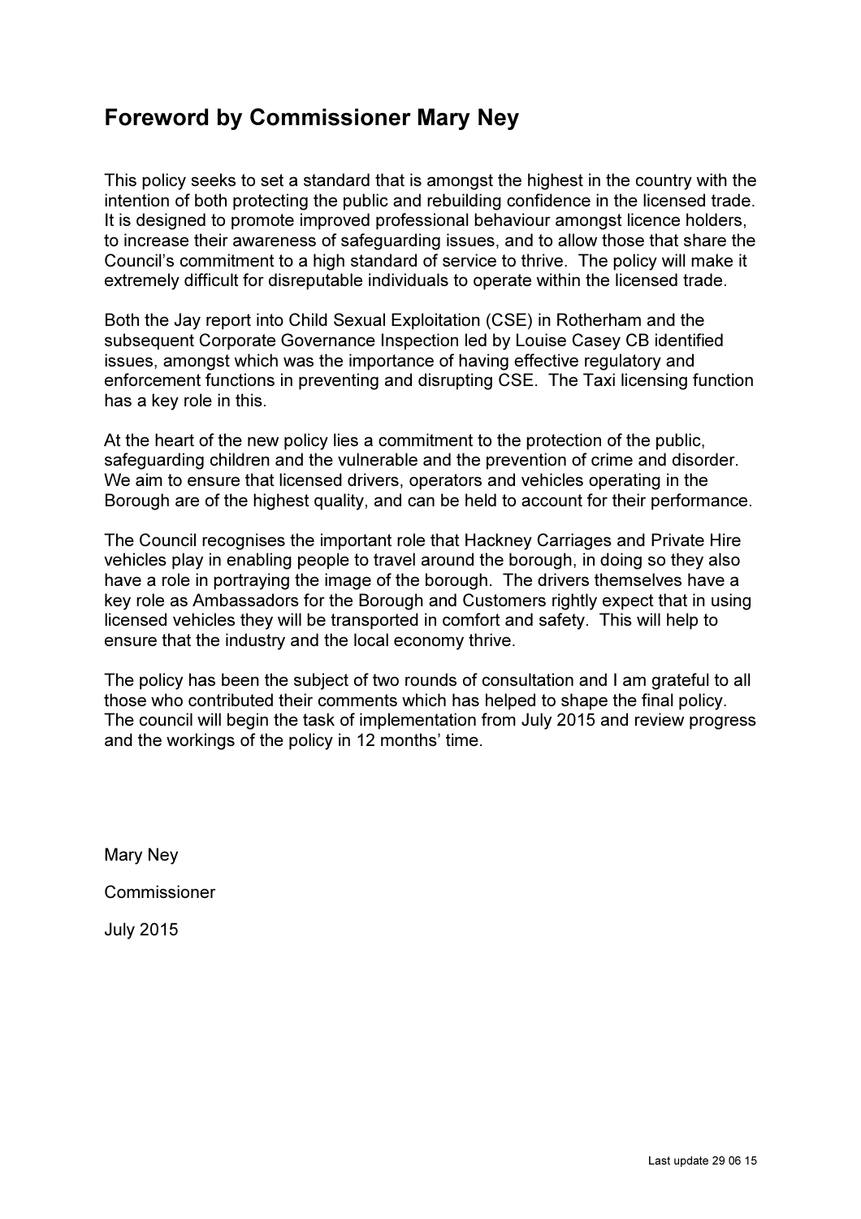## Foreword by Commissioner Mary Ney

This policy seeks to set a standard that is amongst the highest in the country with the intention of both protecting the public and rebuilding confidence in the licensed trade. It is designed to promote improved professional behaviour amongst licence holders, to increase their awareness of safeguarding issues, and to allow those that share the Council's commitment to a high standard of service to thrive. The policy will make it extremely difficult for disreputable individuals to operate within the licensed trade.

Both the Jay report into Child Sexual Exploitation (CSE) in Rotherham and the subsequent Corporate Governance Inspection led by Louise Casey CB identified issues, amongst which was the importance of having effective regulatory and enforcement functions in preventing and disrupting CSE. The Taxi licensing function has a key role in this.

At the heart of the new policy lies a commitment to the protection of the public, safeguarding children and the vulnerable and the prevention of crime and disorder. We aim to ensure that licensed drivers, operators and vehicles operating in the Borough are of the highest quality, and can be held to account for their performance.

The Council recognises the important role that Hackney Carriages and Private Hire vehicles play in enabling people to travel around the borough, in doing so they also have a role in portraying the image of the borough. The drivers themselves have a key role as Ambassadors for the Borough and Customers rightly expect that in using licensed vehicles they will be transported in comfort and safety. This will help to ensure that the industry and the local economy thrive.

The policy has been the subject of two rounds of consultation and I am grateful to all those who contributed their comments which has helped to shape the final policy. The council will begin the task of implementation from July 2015 and review progress and the workings of the policy in 12 months' time.

Mary Ney

Commissioner

July 2015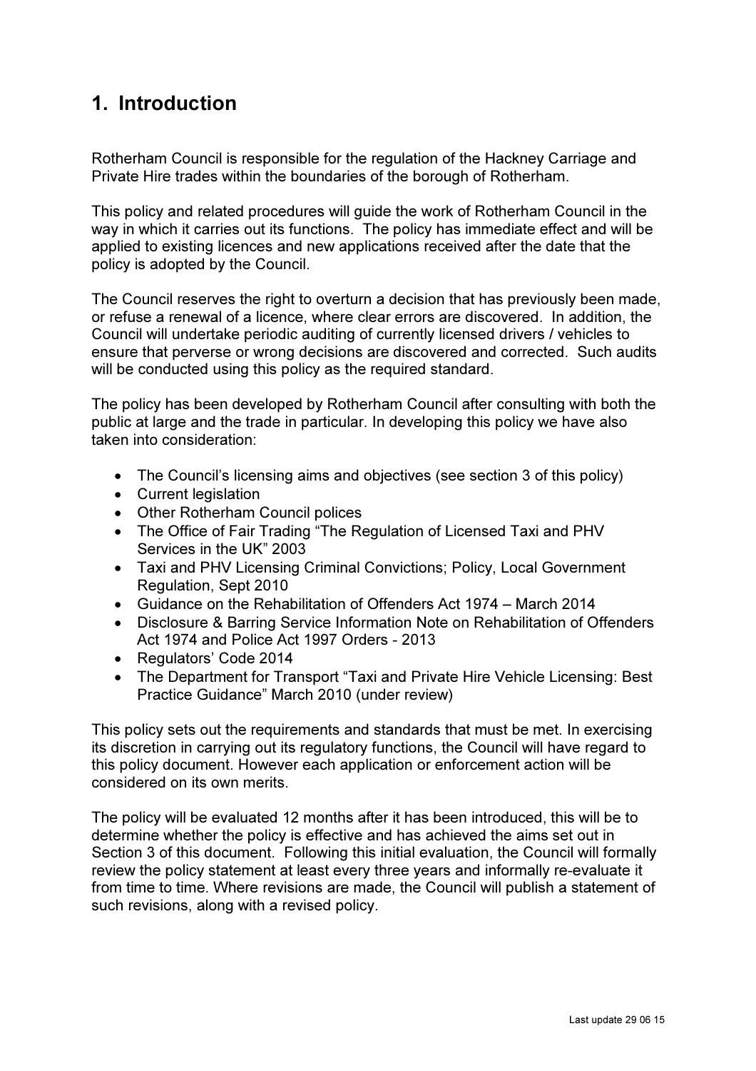# 1. Introduction

Rotherham Council is responsible for the regulation of the Hackney Carriage and Private Hire trades within the boundaries of the borough of Rotherham.

This policy and related procedures will guide the work of Rotherham Council in the way in which it carries out its functions. The policy has immediate effect and will be applied to existing licences and new applications received after the date that the policy is adopted by the Council.

The Council reserves the right to overturn a decision that has previously been made, or refuse a renewal of a licence, where clear errors are discovered. In addition, the Council will undertake periodic auditing of currently licensed drivers / vehicles to ensure that perverse or wrong decisions are discovered and corrected. Such audits will be conducted using this policy as the required standard.

The policy has been developed by Rotherham Council after consulting with both the public at large and the trade in particular. In developing this policy we have also taken into consideration:

- The Council's licensing aims and objectives (see section 3 of this policy)
- Current legislation
- Other Rotherham Council polices
- The Office of Fair Trading "The Regulation of Licensed Taxi and PHV Services in the UK" 2003
- Taxi and PHV Licensing Criminal Convictions; Policy, Local Government Regulation, Sept 2010
- Guidance on the Rehabilitation of Offenders Act 1974 – March 2014
- Disclosure & Barring Service Information Note on Rehabilitation of Offenders Act 1974 and Police Act 1997 Orders - 2013
- Regulators' Code 2014
- The Department for Transport "Taxi and Private Hire Vehicle Licensing: Best Practice Guidance" March 2010 (under review)

This policy sets out the requirements and standards that must be met. In exercising its discretion in carrying out its regulatory functions, the Council will have regard to this policy document. However each application or enforcement action will be considered on its own merits.

The policy will be evaluated 12 months after it has been introduced, this will be to determine whether the policy is effective and has achieved the aims set out in Section 3 of this document. Following this initial evaluation, the Council will formally review the policy statement at least every three years and informally re-evaluate it from time to time. Where revisions are made, the Council will publish a statement of such revisions, along with a revised policy.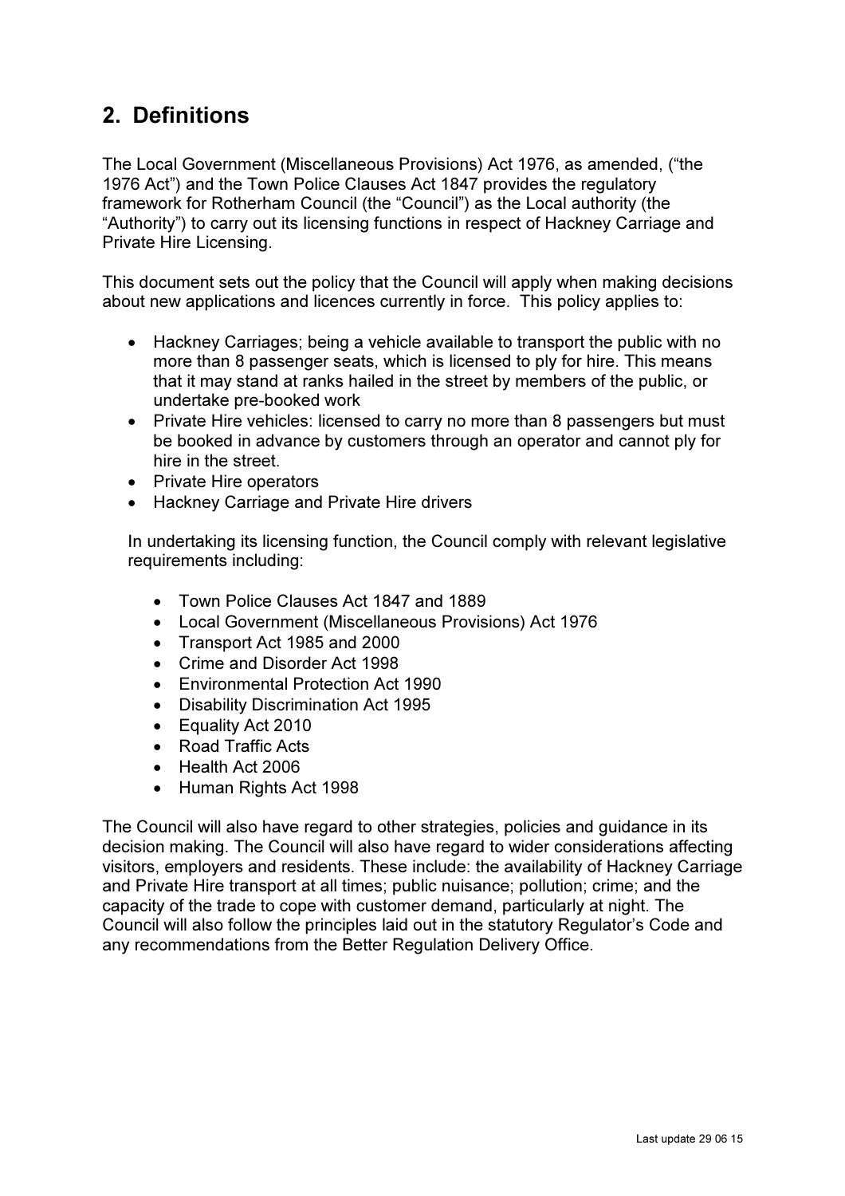## 2. Definitions

The Local Government (Miscellaneous Provisions) Act 1976, as amended, ("the 1976 Act") and the Town Police Clauses Act 1847 provides the regulatory framework for Rotherham Council (the "Council") as the Local authority (the "Authority") to carry out its licensing functions in respect of Hackney Carriage and Private Hire Licensing.

This document sets out the policy that the Council will apply when making decisions about new applications and licences currently in force. This policy applies to:

- Hackney Carriages; being a vehicle available to transport the public with no more than 8 passenger seats, which is licensed to ply for hire. This means that it may stand at ranks hailed in the street by members of the public, or undertake pre-booked work
- Private Hire vehicles: licensed to carry no more than 8 passengers but must be booked in advance by customers through an operator and cannot ply for hire in the street.
- Private Hire operators
- Hackney Carriage and Private Hire drivers

In undertaking its licensing function, the Council comply with relevant legislative requirements including:

- Town Police Clauses Act 1847 and 1889
- Local Government (Miscellaneous Provisions) Act 1976
- Transport Act 1985 and 2000
- Crime and Disorder Act 1998
- Environmental Protection Act 1990
- Disability Discrimination Act 1995
- Equality Act 2010
- Road Traffic Acts
- Health Act 2006
- Human Rights Act 1998

The Council will also have regard to other strategies, policies and guidance in its decision making. The Council will also have regard to wider considerations affecting visitors, employers and residents. These include: the availability of Hackney Carriage and Private Hire transport at all times; public nuisance; pollution; crime; and the capacity of the trade to cope with customer demand, particularly at night. The Council will also follow the principles laid out in the statutory Regulator's Code and any recommendations from the Better Regulation Delivery Office.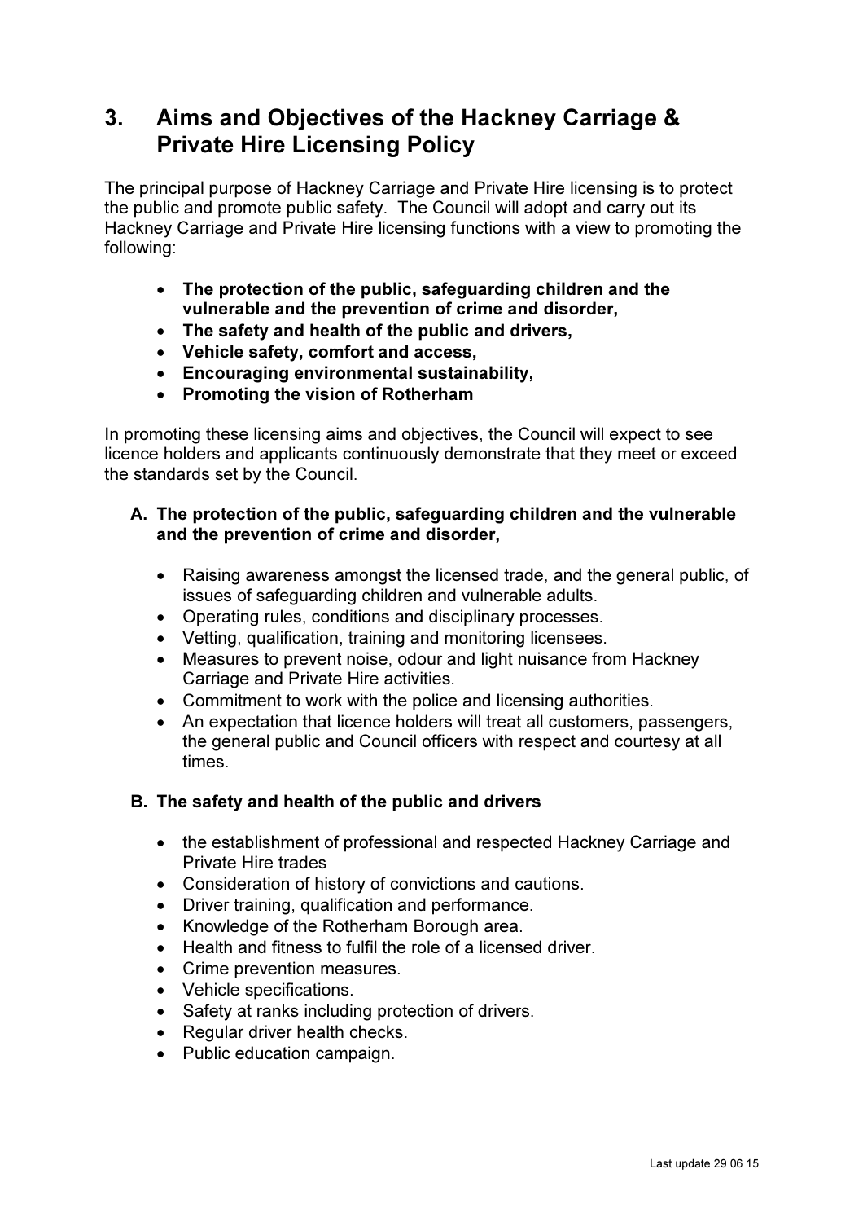## 3. Aims and Objectives of the Hackney Carriage & Private Hire Licensing Policy

The principal purpose of Hackney Carriage and Private Hire licensing is to protect the public and promote public safety. The Council will adopt and carry out its Hackney Carriage and Private Hire licensing functions with a view to promoting the following:

- **The protection of the public, safeguarding children and the vulnerable and the prevention of crime and disorder,**
- **The safety and health of the public and drivers,**
- **Vehicle safety, comfort and access,**
- **Encouraging environmental sustainability,**
- **Promoting the vision of Rotherham**

In promoting these licensing aims and objectives, the Council will expect to see licence holders and applicants continuously demonstrate that they meet or exceed the standards set by the Council.

### A. The protection of the public, safeguarding children and the vulnerable and the prevention of crime and disorder,

- Raising awareness amongst the licensed trade, and the general public, of issues of safeguarding children and vulnerable adults.
- Operating rules, conditions and disciplinary processes.
- Vetting, qualification, training and monitoring licensees.
- Measures to prevent noise, odour and light nuisance from Hackney Carriage and Private Hire activities.
- Commitment to work with the police and licensing authorities.
- An expectation that licence holders will treat all customers, passengers, the general public and Council officers with respect and courtesy at all times.

### B. The safety and health of the public and drivers

- the establishment of professional and respected Hackney Carriage and Private Hire trades
- Consideration of history of convictions and cautions.
- Driver training, qualification and performance.
- Knowledge of the Rotherham Borough area.
- Health and fitness to fulfil the role of a licensed driver.
- Crime prevention measures.
- Vehicle specifications.
- Safety at ranks including protection of drivers.
- Regular driver health checks.
- Public education campaign.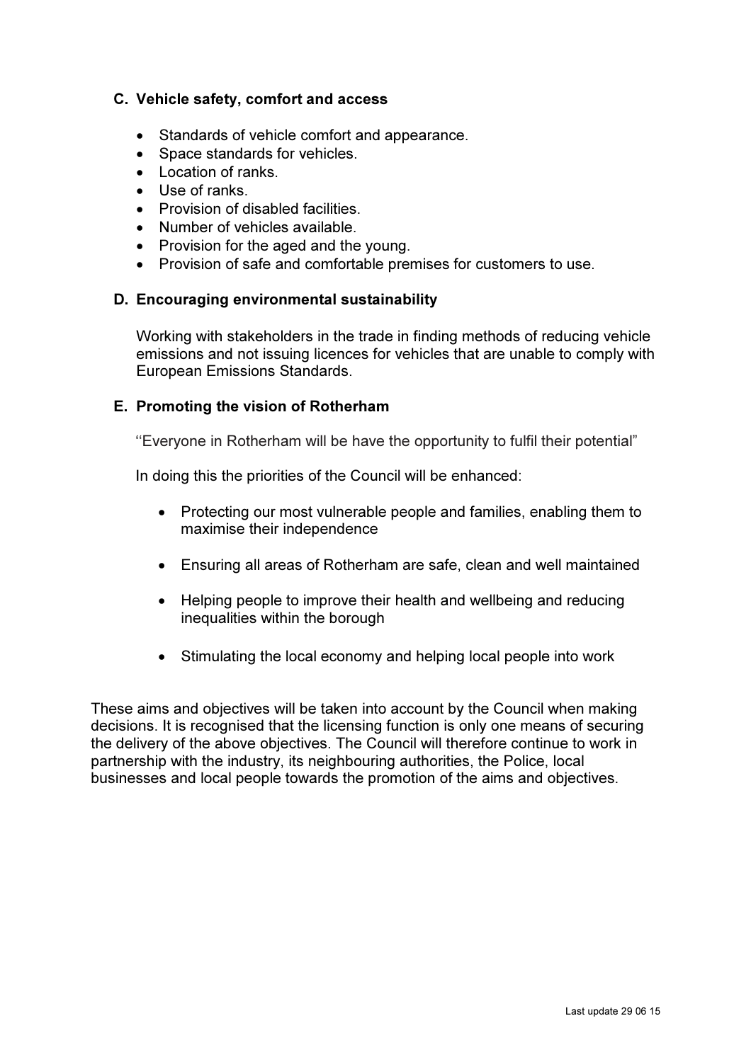### C. Vehicle safety, comfort and access

- Standards of vehicle comfort and appearance.
- Space standards for vehicles.
- Location of ranks.
- Use of ranks.
- Provision of disabled facilities.
- Number of vehicles available.
- Provision for the aged and the young.
- Provision of safe and comfortable premises for customers to use.

### D. Encouraging environmental sustainability

Working with stakeholders in the trade in finding methods of reducing vehicle emissions and not issuing licences for vehicles that are unable to comply with European Emissions Standards.

### E. Promoting the vision of Rotherham

‘‘Everyone in Rotherham will be have the opportunity to fulfil their potential”

In doing this the priorities of the Council will be enhanced:

- Protecting our most vulnerable people and families, enabling them to maximise their independence
- Ensuring all areas of Rotherham are safe, clean and well maintained
- Helping people to improve their health and wellbeing and reducing inequalities within the borough
- Stimulating the local economy and helping local people into work

These aims and objectives will be taken into account by the Council when making decisions. It is recognised that the licensing function is only one means of securing the delivery of the above objectives. The Council will therefore continue to work in partnership with the industry, its neighbouring authorities, the Police, local businesses and local people towards the promotion of the aims and objectives.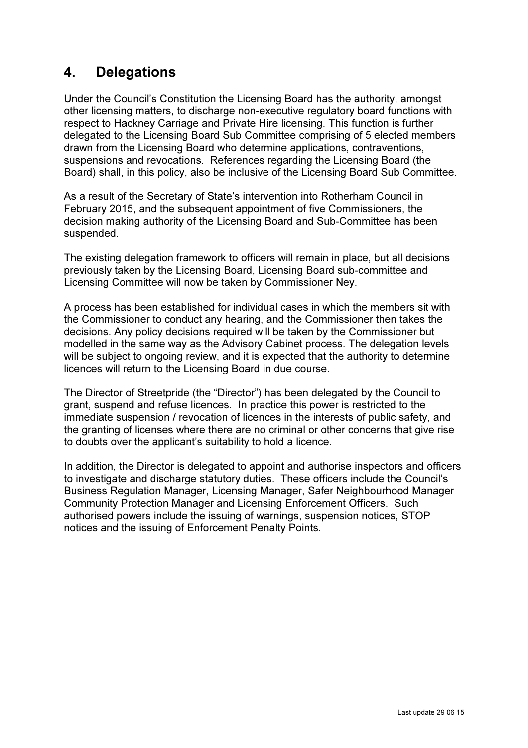## 4. Delegations

Under the Council's Constitution the Licensing Board has the authority, amongst other licensing matters, to discharge non-executive regulatory board functions with respect to Hackney Carriage and Private Hire licensing. This function is further delegated to the Licensing Board Sub Committee comprising of 5 elected members drawn from the Licensing Board who determine applications, contraventions, suspensions and revocations. References regarding the Licensing Board (the Board) shall, in this policy, also be inclusive of the Licensing Board Sub Committee.

As a result of the Secretary of State's intervention into Rotherham Council in February 2015, and the subsequent appointment of five Commissioners, the decision making authority of the Licensing Board and Sub-Committee has been suspended.

The existing delegation framework to officers will remain in place, but all decisions previously taken by the Licensing Board, Licensing Board sub-committee and Licensing Committee will now be taken by Commissioner Ney.

A process has been established for individual cases in which the members sit with the Commissioner to conduct any hearing, and the Commissioner then takes the decisions. Any policy decisions required will be taken by the Commissioner but modelled in the same way as the Advisory Cabinet process. The delegation levels will be subject to ongoing review, and it is expected that the authority to determine licences will return to the Licensing Board in due course.

The Director of Streetpride (the "Director") has been delegated by the Council to grant, suspend and refuse licences. In practice this power is restricted to the immediate suspension / revocation of licences in the interests of public safety, and the granting of licenses where there are no criminal or other concerns that give rise to doubts over the applicant's suitability to hold a licence.

In addition, the Director is delegated to appoint and authorise inspectors and officers to investigate and discharge statutory duties. These officers include the Council's Business Regulation Manager, Licensing Manager, Safer Neighbourhood Manager Community Protection Manager and Licensing Enforcement Officers. Such authorised powers include the issuing of warnings, suspension notices, STOP notices and the issuing of Enforcement Penalty Points.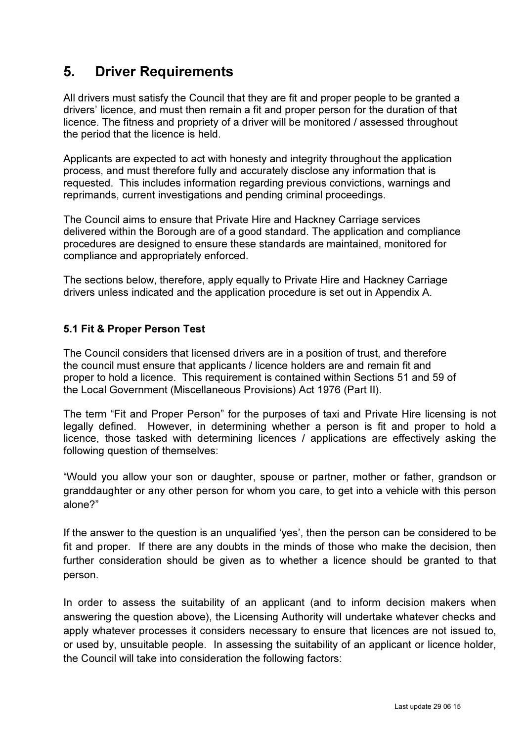## 5. Driver Requirements

All drivers must satisfy the Council that they are fit and proper people to be granted a drivers' licence, and must then remain a fit and proper person for the duration of that licence. The fitness and propriety of a driver will be monitored / assessed throughout the period that the licence is held.

Applicants are expected to act with honesty and integrity throughout the application process, and must therefore fully and accurately disclose any information that is requested. This includes information regarding previous convictions, warnings and reprimands, current investigations and pending criminal proceedings.

The Council aims to ensure that Private Hire and Hackney Carriage services delivered within the Borough are of a good standard. The application and compliance procedures are designed to ensure these standards are maintained, monitored for compliance and appropriately enforced.

The sections below, therefore, apply equally to Private Hire and Hackney Carriage drivers unless indicated and the application procedure is set out in Appendix A.

### 5.1 Fit & Proper Person Test

The Council considers that licensed drivers are in a position of trust, and therefore the council must ensure that applicants / licence holders are and remain fit and proper to hold a licence. This requirement is contained within Sections 51 and 59 of the Local Government (Miscellaneous Provisions) Act 1976 (Part II).

The term "Fit and Proper Person" for the purposes of taxi and Private Hire licensing is not legally defined. However, in determining whether a person is fit and proper to hold a licence, those tasked with determining licences / applications are effectively asking the following question of themselves:

"Would you allow your son or daughter, spouse or partner, mother or father, grandson or granddaughter or any other person for whom you care, to get into a vehicle with this person alone?"

If the answer to the question is an unqualified 'yes', then the person can be considered to be fit and proper. If there are any doubts in the minds of those who make the decision, then further consideration should be given as to whether a licence should be granted to that person.

In order to assess the suitability of an applicant (and to inform decision makers when answering the question above), the Licensing Authority will undertake whatever checks and apply whatever processes it considers necessary to ensure that licences are not issued to, or used by, unsuitable people. In assessing the suitability of an applicant or licence holder, the Council will take into consideration the following factors:

Last update 29 06 15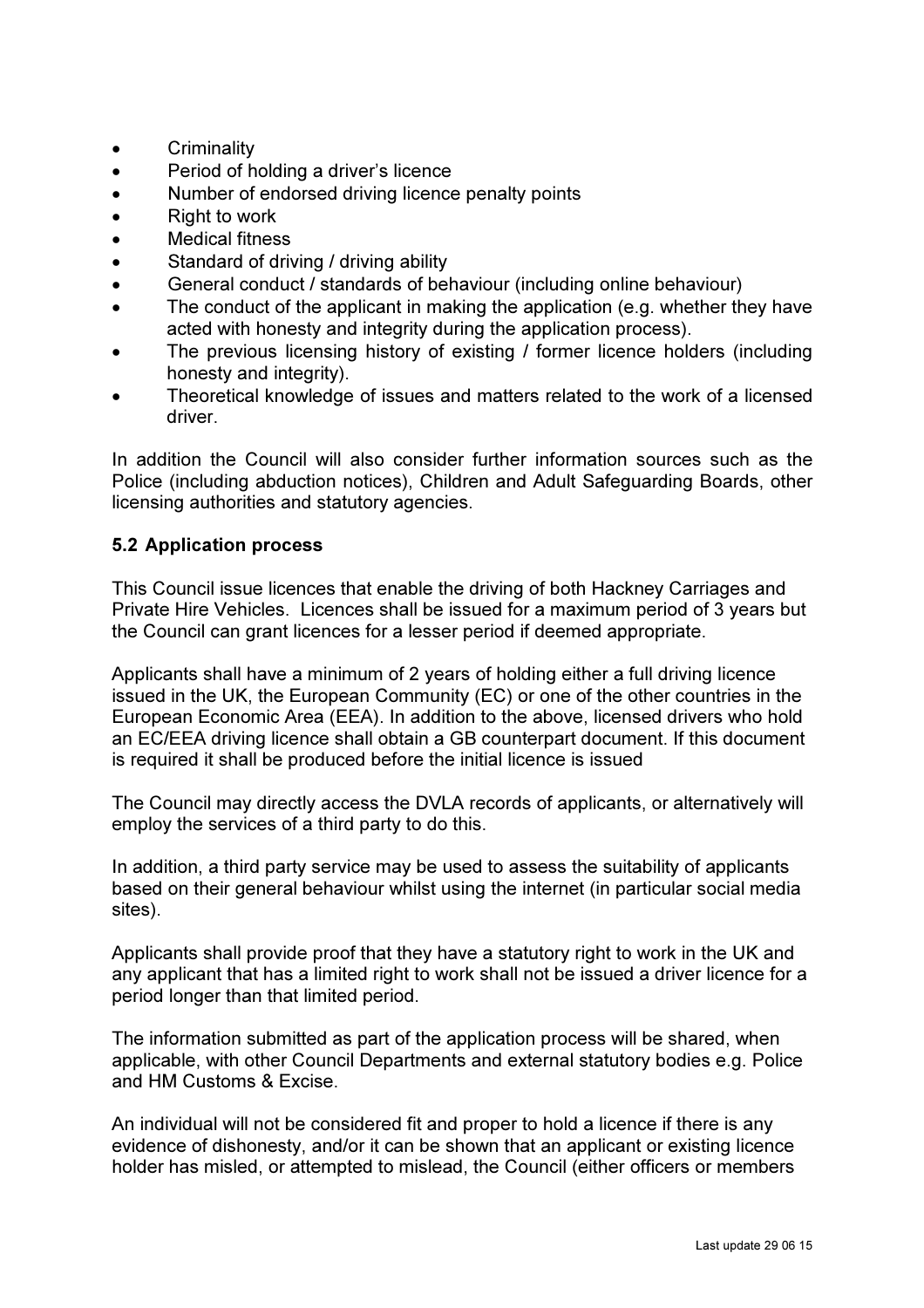- Criminality
- Period of holding a driver's licence
- Number of endorsed driving licence penalty points
- Right to work
- Medical fitness
- Standard of driving / driving ability
- General conduct / standards of behaviour (including online behaviour)
- The conduct of the applicant in making the application (e.g. whether they have acted with honesty and integrity during the application process).
- The previous licensing history of existing / former licence holders (including honesty and integrity).
- Theoretical knowledge of issues and matters related to the work of a licensed driver.

In addition the Council will also consider further information sources such as the Police (including abduction notices), Children and Adult Safeguarding Boards, other licensing authorities and statutory agencies.

### 5.2 Application process

This Council issue licences that enable the driving of both Hackney Carriages and Private Hire Vehicles. Licences shall be issued for a maximum period of 3 years but the Council can grant licences for a lesser period if deemed appropriate.

Applicants shall have a minimum of 2 years of holding either a full driving licence issued in the UK, the European Community (EC) or one of the other countries in the European Economic Area (EEA). In addition to the above, licensed drivers who hold an EC/EEA driving licence shall obtain a GB counterpart document. If this document is required it shall be produced before the initial licence is issued

The Council may directly access the DVLA records of applicants, or alternatively will employ the services of a third party to do this.

In addition, a third party service may be used to assess the suitability of applicants based on their general behaviour whilst using the internet (in particular social media sites).

Applicants shall provide proof that they have a statutory right to work in the UK and any applicant that has a limited right to work shall not be issued a driver licence for a period longer than that limited period.

The information submitted as part of the application process will be shared, when applicable, with other Council Departments and external statutory bodies e.g. Police and HM Customs & Excise.

An individual will not be considered fit and proper to hold a licence if there is any evidence of dishonesty, and/or it can be shown that an applicant or existing licence holder has misled, or attempted to mislead, the Council (either officers or members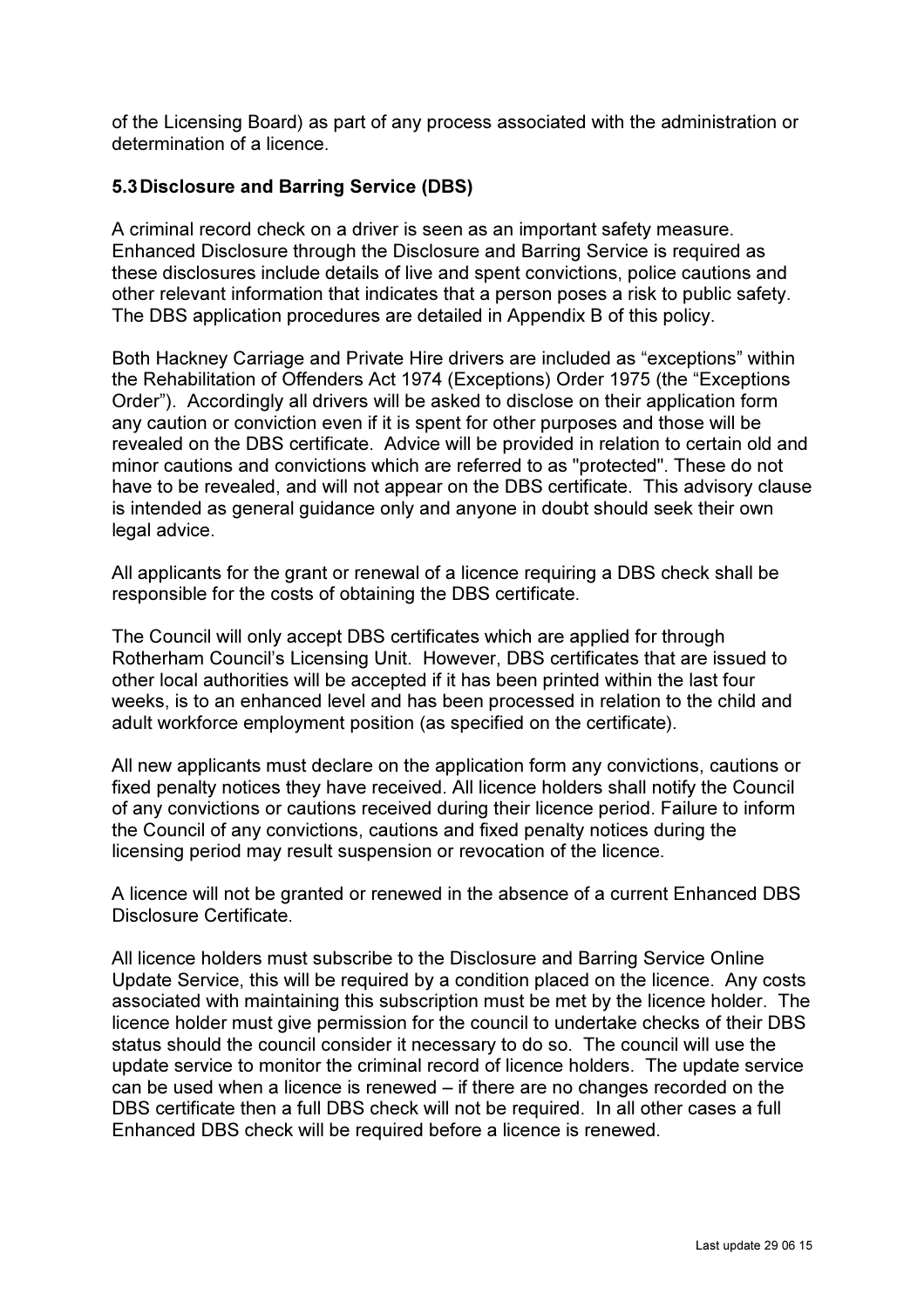of the Licensing Board) as part of any process associated with the administration or determination of a licence.

### 5.3 Disclosure and Barring Service (DBS)

A criminal record check on a driver is seen as an important safety measure. Enhanced Disclosure through the Disclosure and Barring Service is required as these disclosures include details of live and spent convictions, police cautions and other relevant information that indicates that a person poses a risk to public safety. The DBS application procedures are detailed in Appendix B of this policy.

Both Hackney Carriage and Private Hire drivers are included as “exceptions” within the Rehabilitation of Offenders Act 1974 (Exceptions) Order 1975 (the “Exceptions Order”). Accordingly all drivers will be asked to disclose on their application form any caution or conviction even if it is spent for other purposes and those will be revealed on the DBS certificate. Advice will be provided in relation to certain old and minor cautions and convictions which are referred to as "protected". These do not have to be revealed, and will not appear on the DBS certificate. This advisory clause is intended as general guidance only and anyone in doubt should seek their own legal advice.

All applicants for the grant or renewal of a licence requiring a DBS check shall be responsible for the costs of obtaining the DBS certificate.

The Council will only accept DBS certificates which are applied for through Rotherham Council’s Licensing Unit. However, DBS certificates that are issued to other local authorities will be accepted if it has been printed within the last four weeks, is to an enhanced level and has been processed in relation to the child and adult workforce employment position (as specified on the certificate).

All new applicants must declare on the application form any convictions, cautions or fixed penalty notices they have received. All licence holders shall notify the Council of any convictions or cautions received during their licence period. Failure to inform the Council of any convictions, cautions and fixed penalty notices during the licensing period may result suspension or revocation of the licence.

A licence will not be granted or renewed in the absence of a current Enhanced DBS Disclosure Certificate.

All licence holders must subscribe to the Disclosure and Barring Service Online Update Service, this will be required by a condition placed on the licence. Any costs associated with maintaining this subscription must be met by the licence holder. The licence holder must give permission for the council to undertake checks of their DBS status should the council consider it necessary to do so. The council will use the update service to monitor the criminal record of licence holders. The update service can be used when a licence is renewed – if there are no changes recorded on the DBS certificate then a full DBS check will not be required. In all other cases a full Enhanced DBS check will be required before a licence is renewed.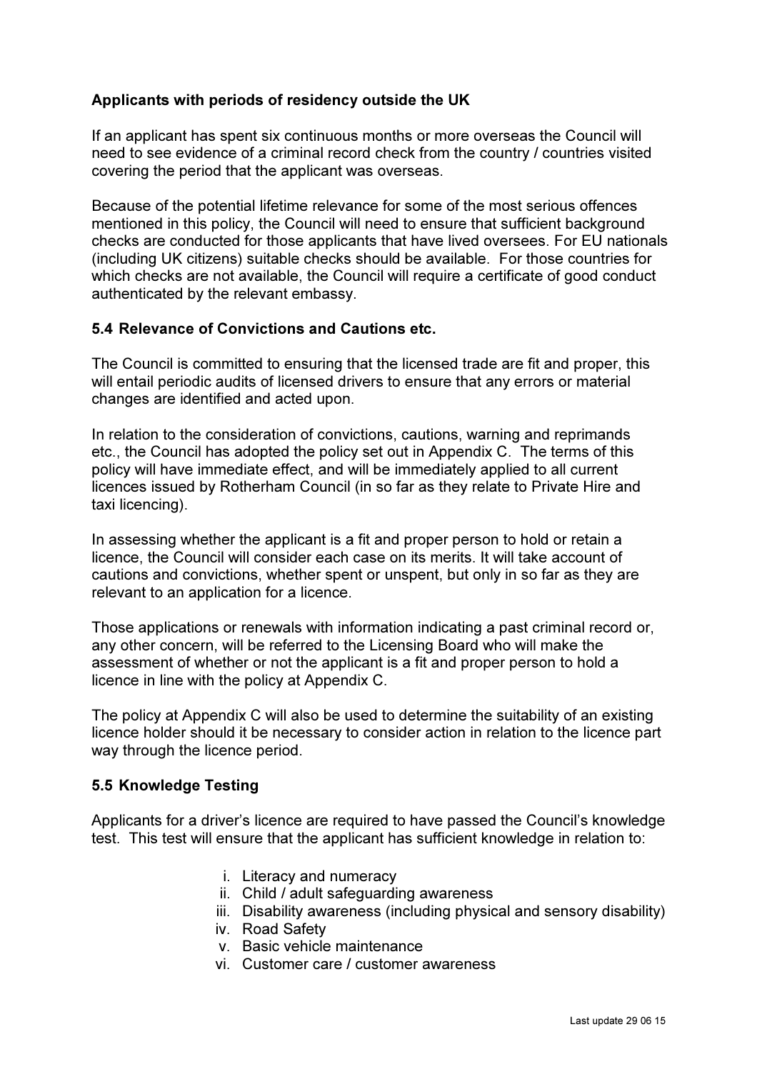**Applicants with periods of residency outside the UK**

If an applicant has spent six continuous months or more overseas the Council will need to see evidence of a criminal record check from the country / countries visited covering the period that the applicant was overseas.

Because of the potential lifetime relevance for some of the most serious offences mentioned in this policy, the Council will need to ensure that sufficient background checks are conducted for those applicants that have lived oversees. For EU nationals (including UK citizens) suitable checks should be available. For those countries for which checks are not available, the Council will require a certificate of good conduct authenticated by the relevant embassy.

### 5.4 Relevance of Convictions and Cautions etc.

The Council is committed to ensuring that the licensed trade are fit and proper, this will entail periodic audits of licensed drivers to ensure that any errors or material changes are identified and acted upon.

In relation to the consideration of convictions, cautions, warning and reprimands etc., the Council has adopted the policy set out in Appendix C. The terms of this policy will have immediate effect, and will be immediately applied to all current licences issued by Rotherham Council (in so far as they relate to Private Hire and taxi licencing).

In assessing whether the applicant is a fit and proper person to hold or retain a licence, the Council will consider each case on its merits. It will take account of cautions and convictions, whether spent or unspent, but only in so far as they are relevant to an application for a licence.

Those applications or renewals with information indicating a past criminal record or, any other concern, will be referred to the Licensing Board who will make the assessment of whether or not the applicant is a fit and proper person to hold a licence in line with the policy at Appendix C.

The policy at Appendix C will also be used to determine the suitability of an existing licence holder should it be necessary to consider action in relation to the licence part way through the licence period.

### 5.5 Knowledge Testing

Applicants for a driver's licence are required to have passed the Council's knowledge test. This test will ensure that the applicant has sufficient knowledge in relation to:

i. Literacy and numeracy
ii. Child / adult safeguarding awareness
iii. Disability awareness (including physical and sensory disability)
iv. Road Safety
v. Basic vehicle maintenance
vi. Customer care / customer awareness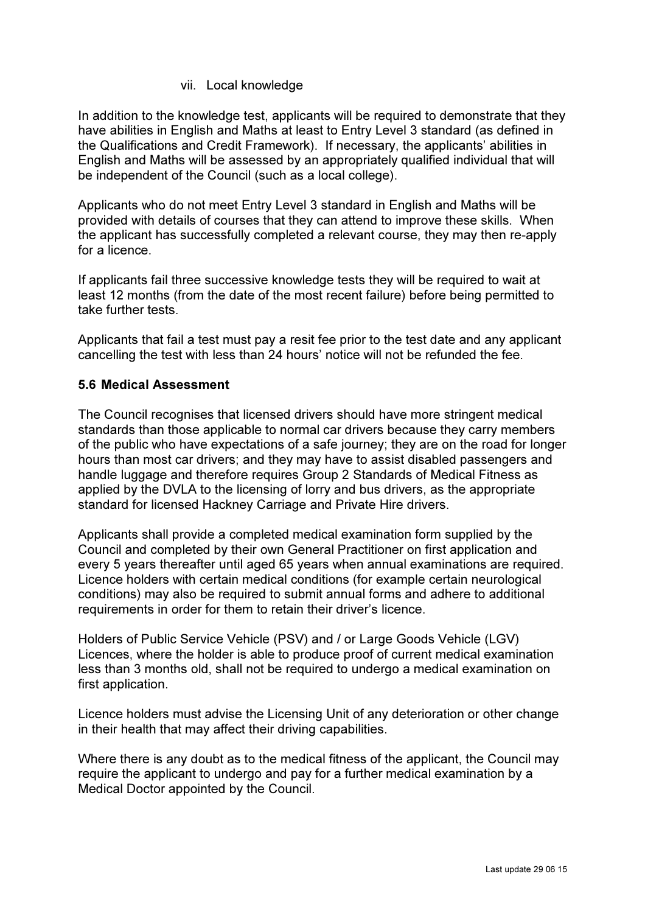vii. Local knowledge

In addition to the knowledge test, applicants will be required to demonstrate that they have abilities in English and Maths at least to Entry Level 3 standard (as defined in the Qualifications and Credit Framework). If necessary, the applicants' abilities in English and Maths will be assessed by an appropriately qualified individual that will be independent of the Council (such as a local college).

Applicants who do not meet Entry Level 3 standard in English and Maths will be provided with details of courses that they can attend to improve these skills. When the applicant has successfully completed a relevant course, they may then re-apply for a licence.

If applicants fail three successive knowledge tests they will be required to wait at least 12 months (from the date of the most recent failure) before being permitted to take further tests.

Applicants that fail a test must pay a resit fee prior to the test date and any applicant cancelling the test with less than 24 hours' notice will not be refunded the fee.

**5.6 Medical Assessment**

The Council recognises that licensed drivers should have more stringent medical standards than those applicable to normal car drivers because they carry members of the public who have expectations of a safe journey; they are on the road for longer hours than most car drivers; and they may have to assist disabled passengers and handle luggage and therefore requires Group 2 Standards of Medical Fitness as applied by the DVLA to the licensing of lorry and bus drivers, as the appropriate standard for licensed Hackney Carriage and Private Hire drivers.

Applicants shall provide a completed medical examination form supplied by the Council and completed by their own General Practitioner on first application and every 5 years thereafter until aged 65 years when annual examinations are required. Licence holders with certain medical conditions (for example certain neurological conditions) may also be required to submit annual forms and adhere to additional requirements in order for them to retain their driver's licence.

Holders of Public Service Vehicle (PSV) and / or Large Goods Vehicle (LGV) Licences, where the holder is able to produce proof of current medical examination less than 3 months old, shall not be required to undergo a medical examination on first application.

Licence holders must advise the Licensing Unit of any deterioration or other change in their health that may affect their driving capabilities.

Where there is any doubt as to the medical fitness of the applicant, the Council may require the applicant to undergo and pay for a further medical examination by a Medical Doctor appointed by the Council.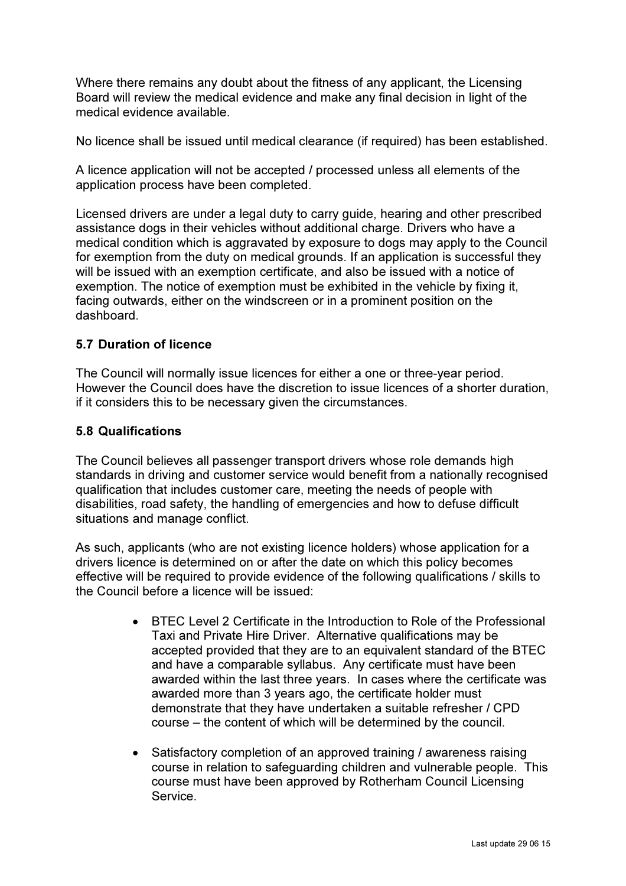Where there remains any doubt about the fitness of any applicant, the Licensing Board will review the medical evidence and make any final decision in light of the medical evidence available.

No licence shall be issued until medical clearance (if required) has been established.

A licence application will not be accepted / processed unless all elements of the application process have been completed.

Licensed drivers are under a legal duty to carry guide, hearing and other prescribed assistance dogs in their vehicles without additional charge. Drivers who have a medical condition which is aggravated by exposure to dogs may apply to the Council for exemption from the duty on medical grounds. If an application is successful they will be issued with an exemption certificate, and also be issued with a notice of exemption. The notice of exemption must be exhibited in the vehicle by fixing it, facing outwards, either on the windscreen or in a prominent position on the dashboard.

### 5.7 Duration of licence

The Council will normally issue licences for either a one or three-year period. However the Council does have the discretion to issue licences of a shorter duration, if it considers this to be necessary given the circumstances.

### 5.8 Qualifications

The Council believes all passenger transport drivers whose role demands high standards in driving and customer service would benefit from a nationally recognised qualification that includes customer care, meeting the needs of people with disabilities, road safety, the handling of emergencies and how to defuse difficult situations and manage conflict.

As such, applicants (who are not existing licence holders) whose application for a drivers licence is determined on or after the date on which this policy becomes effective will be required to provide evidence of the following qualifications / skills to the Council before a licence will be issued:

- BTEC Level 2 Certificate in the Introduction to Role of the Professional Taxi and Private Hire Driver. Alternative qualifications may be accepted provided that they are to an equivalent standard of the BTEC and have a comparable syllabus. Any certificate must have been awarded within the last three years. In cases where the certificate was awarded more than 3 years ago, the certificate holder must demonstrate that they have undertaken a suitable refresher / CPD course – the content of which will be determined by the council.

- Satisfactory completion of an approved training / awareness raising course in relation to safeguarding children and vulnerable people. This course must have been approved by Rotherham Council Licensing Service.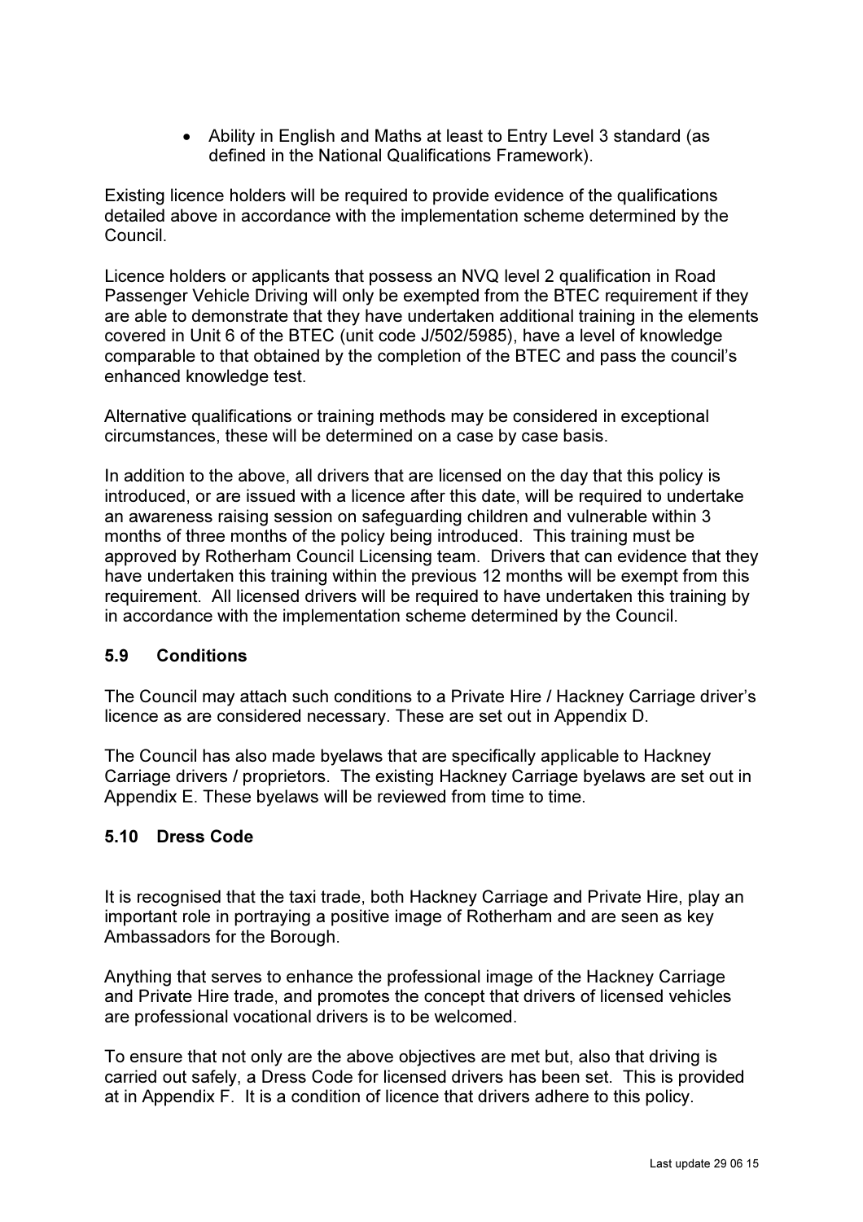- Ability in English and Maths at least to Entry Level 3 standard (as defined in the National Qualifications Framework).

Existing licence holders will be required to provide evidence of the qualifications detailed above in accordance with the implementation scheme determined by the Council.

Licence holders or applicants that possess an NVQ level 2 qualification in Road Passenger Vehicle Driving will only be exempted from the BTEC requirement if they are able to demonstrate that they have undertaken additional training in the elements covered in Unit 6 of the BTEC (unit code J/502/5985), have a level of knowledge comparable to that obtained by the completion of the BTEC and pass the council's enhanced knowledge test.

Alternative qualifications or training methods may be considered in exceptional circumstances, these will be determined on a case by case basis.

In addition to the above, all drivers that are licensed on the day that this policy is introduced, or are issued with a licence after this date, will be required to undertake an awareness raising session on safeguarding children and vulnerable within 3 months of three months of the policy being introduced. This training must be approved by Rotherham Council Licensing team. Drivers that can evidence that they have undertaken this training within the previous 12 months will be exempt from this requirement. All licensed drivers will be required to have undertaken this training by in accordance with the implementation scheme determined by the Council.

### 5.9 Conditions

The Council may attach such conditions to a Private Hire / Hackney Carriage driver's licence as are considered necessary. These are set out in Appendix D.

The Council has also made byelaws that are specifically applicable to Hackney Carriage drivers / proprietors. The existing Hackney Carriage byelaws are set out in Appendix E. These byelaws will be reviewed from time to time.

### 5.10 Dress Code

It is recognised that the taxi trade, both Hackney Carriage and Private Hire, play an important role in portraying a positive image of Rotherham and are seen as key Ambassadors for the Borough.

Anything that serves to enhance the professional image of the Hackney Carriage and Private Hire trade, and promotes the concept that drivers of licensed vehicles are professional vocational drivers is to be welcomed.

To ensure that not only are the above objectives are met but, also that driving is carried out safely, a Dress Code for licensed drivers has been set. This is provided at in Appendix F. It is a condition of licence that drivers adhere to this policy.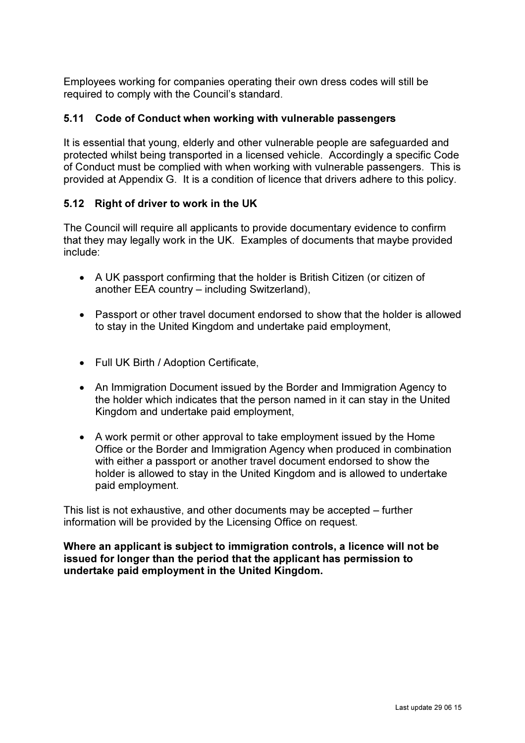Employees working for companies operating their own dress codes will still be required to comply with the Council's standard.

### 5.11 Code of Conduct when working with vulnerable passengers

It is essential that young, elderly and other vulnerable people are safeguarded and protected whilst being transported in a licensed vehicle. Accordingly a specific Code of Conduct must be complied with when working with vulnerable passengers. This is provided at Appendix G. It is a condition of licence that drivers adhere to this policy.

### 5.12 Right of driver to work in the UK

The Council will require all applicants to provide documentary evidence to confirm that they may legally work in the UK. Examples of documents that maybe provided include:

- A UK passport confirming that the holder is British Citizen (or citizen of another EEA country – including Switzerland),
- Passport or other travel document endorsed to show that the holder is allowed to stay in the United Kingdom and undertake paid employment,
- Full UK Birth / Adoption Certificate,
- An Immigration Document issued by the Border and Immigration Agency to the holder which indicates that the person named in it can stay in the United Kingdom and undertake paid employment,
- A work permit or other approval to take employment issued by the Home Office or the Border and Immigration Agency when produced in combination with either a passport or another travel document endorsed to show the holder is allowed to stay in the United Kingdom and is allowed to undertake paid employment.

This list is not exhaustive, and other documents may be accepted – further information will be provided by the Licensing Office on request.

**Where an applicant is subject to immigration controls, a licence will not be issued for longer than the period that the applicant has permission to undertake paid employment in the United Kingdom.**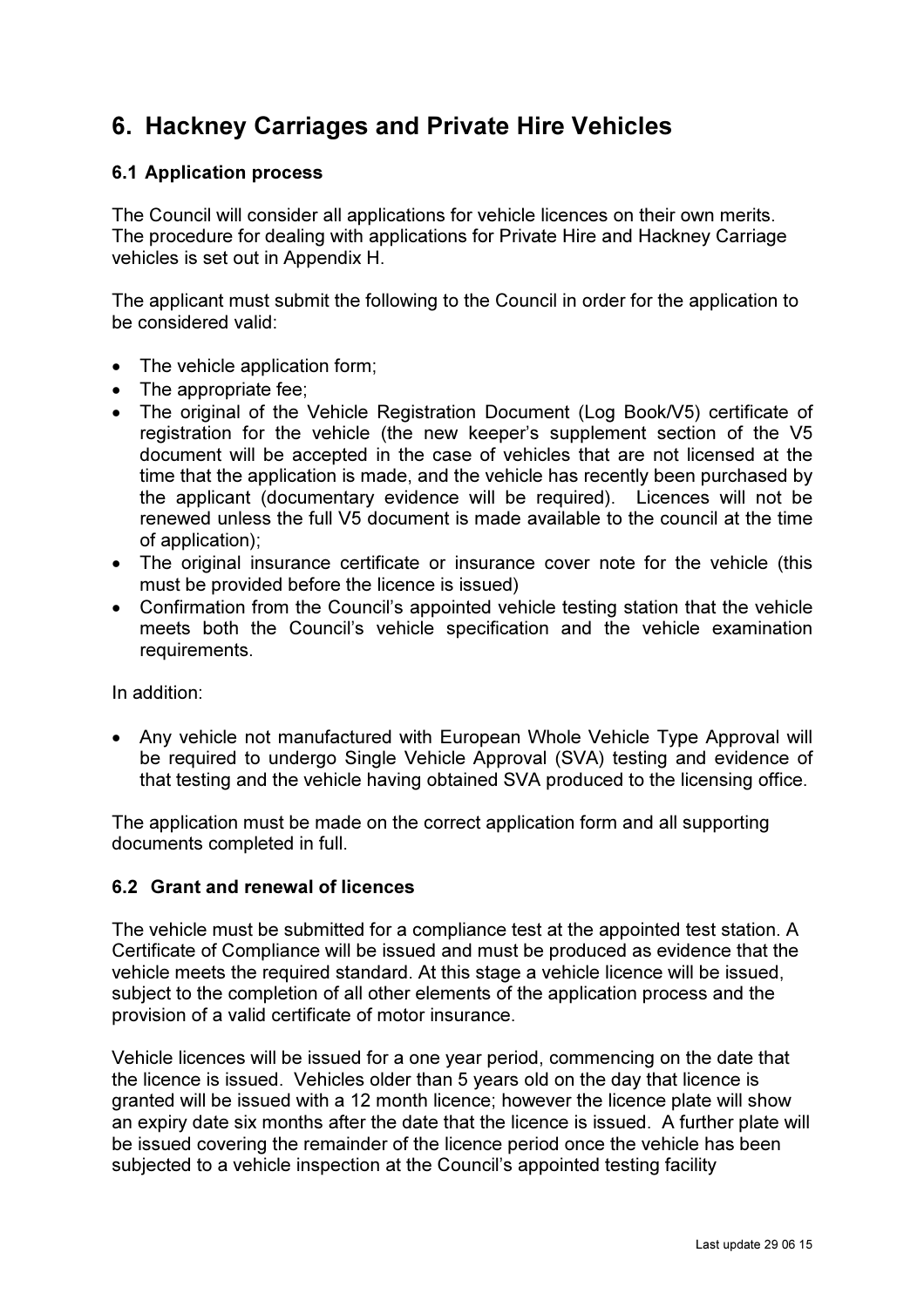# 6. Hackney Carriages and Private Hire Vehicles

## 6.1 Application process

The Council will consider all applications for vehicle licences on their own merits. The procedure for dealing with applications for Private Hire and Hackney Carriage vehicles is set out in Appendix H.

The applicant must submit the following to the Council in order for the application to be considered valid:

- The vehicle application form;
- The appropriate fee;
- The original of the Vehicle Registration Document (Log Book/V5) certificate of registration for the vehicle (the new keeper's supplement section of the V5 document will be accepted in the case of vehicles that are not licensed at the time that the application is made, and the vehicle has recently been purchased by the applicant (documentary evidence will be required). Licences will not be renewed unless the full V5 document is made available to the council at the time of application);
- The original insurance certificate or insurance cover note for the vehicle (this must be provided before the licence is issued)
- Confirmation from the Council's appointed vehicle testing station that the vehicle meets both the Council's vehicle specification and the vehicle examination requirements.

In addition:

- Any vehicle not manufactured with European Whole Vehicle Type Approval will be required to undergo Single Vehicle Approval (SVA) testing and evidence of that testing and the vehicle having obtained SVA produced to the licensing office.

The application must be made on the correct application form and all supporting documents completed in full.

## 6.2 Grant and renewal of licences

The vehicle must be submitted for a compliance test at the appointed test station. A Certificate of Compliance will be issued and must be produced as evidence that the vehicle meets the required standard. At this stage a vehicle licence will be issued, subject to the completion of all other elements of the application process and the provision of a valid certificate of motor insurance.

Vehicle licences will be issued for a one year period, commencing on the date that the licence is issued. Vehicles older than 5 years old on the day that licence is granted will be issued with a 12 month licence; however the licence plate will show an expiry date six months after the date that the licence is issued. A further plate will be issued covering the remainder of the licence period once the vehicle has been subjected to a vehicle inspection at the Council's appointed testing facility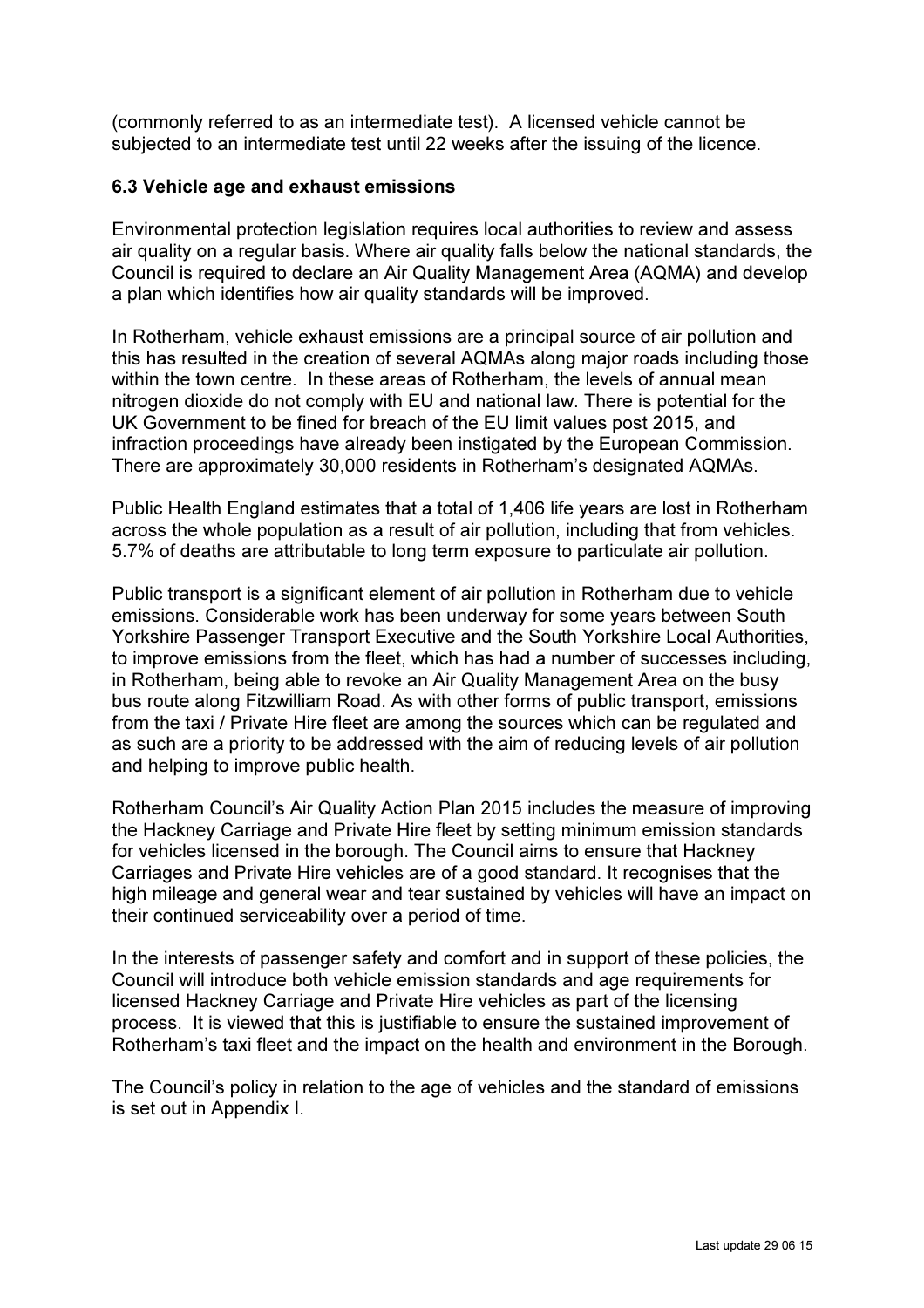(commonly referred to as an intermediate test). A licensed vehicle cannot be subjected to an intermediate test until 22 weeks after the issuing of the licence.

### 6.3 Vehicle age and exhaust emissions

Environmental protection legislation requires local authorities to review and assess air quality on a regular basis. Where air quality falls below the national standards, the Council is required to declare an Air Quality Management Area (AQMA) and develop a plan which identifies how air quality standards will be improved.

In Rotherham, vehicle exhaust emissions are a principal source of air pollution and this has resulted in the creation of several AQMAs along major roads including those within the town centre. In these areas of Rotherham, the levels of annual mean nitrogen dioxide do not comply with EU and national law. There is potential for the UK Government to be fined for breach of the EU limit values post 2015, and infraction proceedings have already been instigated by the European Commission. There are approximately 30,000 residents in Rotherham's designated AQMAs.

Public Health England estimates that a total of 1,406 life years are lost in Rotherham across the whole population as a result of air pollution, including that from vehicles. 5.7% of deaths are attributable to long term exposure to particulate air pollution.

Public transport is a significant element of air pollution in Rotherham due to vehicle emissions. Considerable work has been underway for some years between South Yorkshire Passenger Transport Executive and the South Yorkshire Local Authorities, to improve emissions from the fleet, which has had a number of successes including, in Rotherham, being able to revoke an Air Quality Management Area on the busy bus route along Fitzwilliam Road. As with other forms of public transport, emissions from the taxi / Private Hire fleet are among the sources which can be regulated and as such are a priority to be addressed with the aim of reducing levels of air pollution and helping to improve public health.

Rotherham Council's Air Quality Action Plan 2015 includes the measure of improving the Hackney Carriage and Private Hire fleet by setting minimum emission standards for vehicles licensed in the borough. The Council aims to ensure that Hackney Carriages and Private Hire vehicles are of a good standard. It recognises that the high mileage and general wear and tear sustained by vehicles will have an impact on their continued serviceability over a period of time.

In the interests of passenger safety and comfort and in support of these policies, the Council will introduce both vehicle emission standards and age requirements for licensed Hackney Carriage and Private Hire vehicles as part of the licensing process. It is viewed that this is justifiable to ensure the sustained improvement of Rotherham's taxi fleet and the impact on the health and environment in the Borough.

The Council's policy in relation to the age of vehicles and the standard of emissions is set out in Appendix I.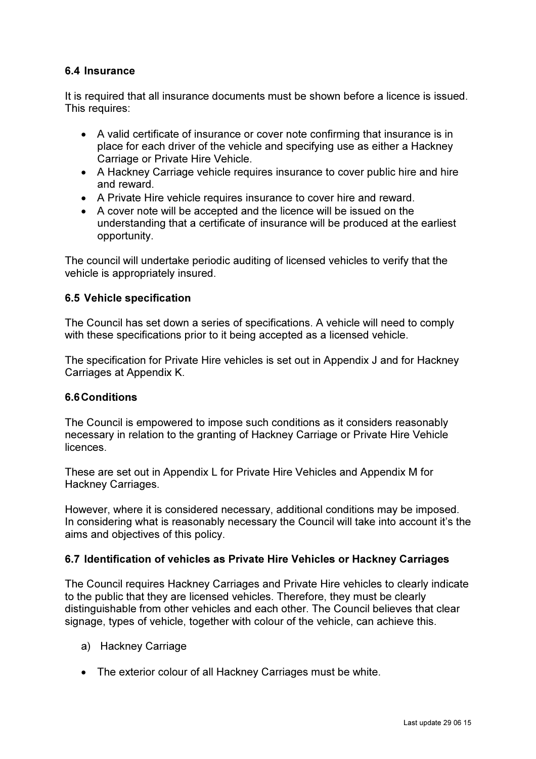### 6.4 Insurance

It is required that all insurance documents must be shown before a licence is issued. This requires:

- A valid certificate of insurance or cover note confirming that insurance is in place for each driver of the vehicle and specifying use as either a Hackney Carriage or Private Hire Vehicle.
- A Hackney Carriage vehicle requires insurance to cover public hire and hire and reward.
- A Private Hire vehicle requires insurance to cover hire and reward.
- A cover note will be accepted and the licence will be issued on the understanding that a certificate of insurance will be produced at the earliest opportunity.

The council will undertake periodic auditing of licensed vehicles to verify that the vehicle is appropriately insured.

### 6.5 Vehicle specification

The Council has set down a series of specifications. A vehicle will need to comply with these specifications prior to it being accepted as a licensed vehicle.

The specification for Private Hire vehicles is set out in Appendix J and for Hackney Carriages at Appendix K.

### 6.6 Conditions

The Council is empowered to impose such conditions as it considers reasonably necessary in relation to the granting of Hackney Carriage or Private Hire Vehicle licences.

These are set out in Appendix L for Private Hire Vehicles and Appendix M for Hackney Carriages.

However, where it is considered necessary, additional conditions may be imposed. In considering what is reasonably necessary the Council will take into account it's the aims and objectives of this policy.

### 6.7 Identification of vehicles as Private Hire Vehicles or Hackney Carriages

The Council requires Hackney Carriages and Private Hire vehicles to clearly indicate to the public that they are licensed vehicles. Therefore, they must be clearly distinguishable from other vehicles and each other. The Council believes that clear signage, types of vehicle, together with colour of the vehicle, can achieve this.

a) Hackney Carriage

- The exterior colour of all Hackney Carriages must be white.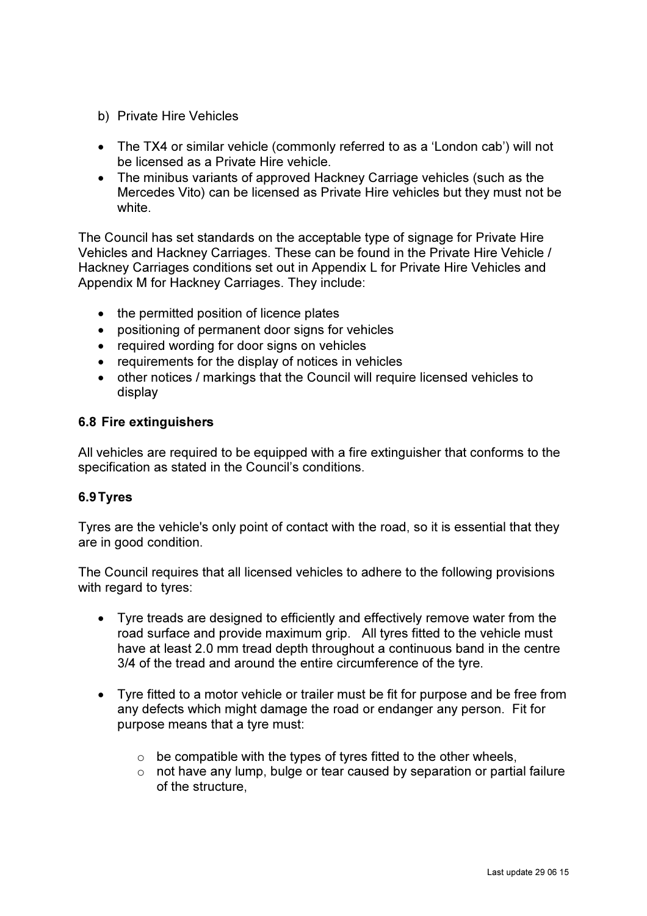b) Private Hire Vehicles

- The TX4 or similar vehicle (commonly referred to as a ‘London cab’) will not be licensed as a Private Hire vehicle.
- The minibus variants of approved Hackney Carriage vehicles (such as the Mercedes Vito) can be licensed as Private Hire vehicles but they must not be white.

The Council has set standards on the acceptable type of signage for Private Hire Vehicles and Hackney Carriages. These can be found in the Private Hire Vehicle / Hackney Carriages conditions set out in Appendix L for Private Hire Vehicles and Appendix M for Hackney Carriages. They include:

- the permitted position of licence plates
- positioning of permanent door signs for vehicles
- required wording for door signs on vehicles
- requirements for the display of notices in vehicles
- other notices / markings that the Council will require licensed vehicles to display

### 6.8 Fire extinguishers

All vehicles are required to be equipped with a fire extinguisher that conforms to the specification as stated in the Council’s conditions.

### 6.9 Tyres

Tyres are the vehicle's only point of contact with the road, so it is essential that they are in good condition.

The Council requires that all licensed vehicles to adhere to the following provisions with regard to tyres:

- Tyre treads are designed to efficiently and effectively remove water from the road surface and provide maximum grip. All tyres fitted to the vehicle must have at least 2.0 mm tread depth throughout a continuous band in the centre 3/4 of the tread and around the entire circumference of the tyre.

- Tyre fitted to a motor vehicle or trailer must be fit for purpose and be free from any defects which might damage the road or endanger any person. Fit for purpose means that a tyre must:

    - be compatible with the types of tyres fitted to the other wheels,
    - not have any lump, bulge or tear caused by separation or partial failure of the structure,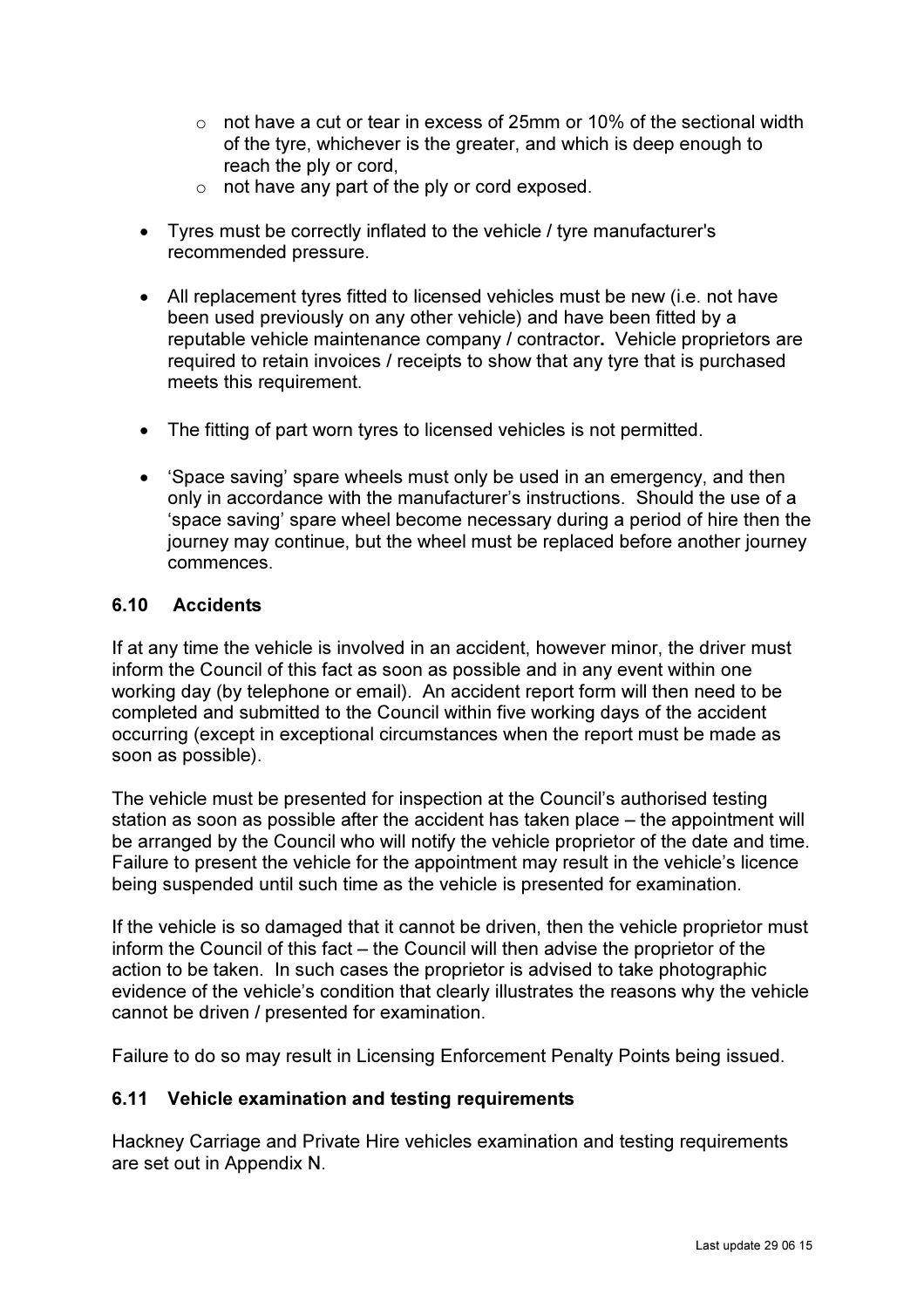- not have a cut or tear in excess of 25mm or 10% of the sectional width of the tyre, whichever is the greater, and which is deep enough to reach the ply or cord,
    - not have any part of the ply or cord exposed.

- Tyres must be correctly inflated to the vehicle / tyre manufacturer's recommended pressure.

- All replacement tyres fitted to licensed vehicles must be new (i.e. not have been used previously on any other vehicle) and have been fitted by a reputable vehicle maintenance company / contractor**.** Vehicle proprietors are required to retain invoices / receipts to show that any tyre that is purchased meets this requirement.

- The fitting of part worn tyres to licensed vehicles is not permitted.

- 'Space saving' spare wheels must only be used in an emergency, and then only in accordance with the manufacturer's instructions. Should the use of a 'space saving' spare wheel become necessary during a period of hire then the journey may continue, but the wheel must be replaced before another journey commences.

### 6.10 Accidents

If at any time the vehicle is involved in an accident, however minor, the driver must inform the Council of this fact as soon as possible and in any event within one working day (by telephone or email). An accident report form will then need to be completed and submitted to the Council within five working days of the accident occurring (except in exceptional circumstances when the report must be made as soon as possible).

The vehicle must be presented for inspection at the Council's authorised testing station as soon as possible after the accident has taken place – the appointment will be arranged by the Council who will notify the vehicle proprietor of the date and time. Failure to present the vehicle for the appointment may result in the vehicle's licence being suspended until such time as the vehicle is presented for examination.

If the vehicle is so damaged that it cannot be driven, then the vehicle proprietor must inform the Council of this fact – the Council will then advise the proprietor of the action to be taken. In such cases the proprietor is advised to take photographic evidence of the vehicle's condition that clearly illustrates the reasons why the vehicle cannot be driven / presented for examination.

Failure to do so may result in Licensing Enforcement Penalty Points being issued.

### 6.11 Vehicle examination and testing requirements

Hackney Carriage and Private Hire vehicles examination and testing requirements are set out in Appendix N.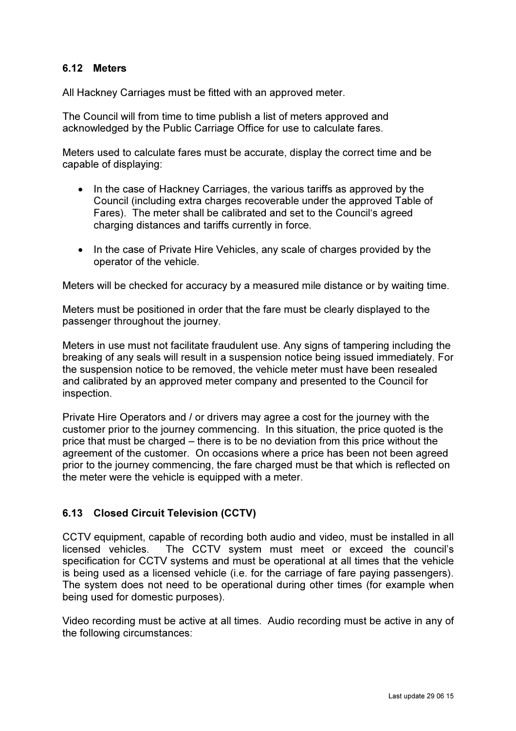### 6.12 Meters

All Hackney Carriages must be fitted with an approved meter.

The Council will from time to time publish a list of meters approved and acknowledged by the Public Carriage Office for use to calculate fares.

Meters used to calculate fares must be accurate, display the correct time and be capable of displaying:

- In the case of Hackney Carriages, the various tariffs as approved by the Council (including extra charges recoverable under the approved Table of Fares). The meter shall be calibrated and set to the Council's agreed charging distances and tariffs currently in force.
- In the case of Private Hire Vehicles, any scale of charges provided by the operator of the vehicle.

Meters will be checked for accuracy by a measured mile distance or by waiting time.

Meters must be positioned in order that the fare must be clearly displayed to the passenger throughout the journey.

Meters in use must not facilitate fraudulent use. Any signs of tampering including the breaking of any seals will result in a suspension notice being issued immediately. For the suspension notice to be removed, the vehicle meter must have been resealed and calibrated by an approved meter company and presented to the Council for inspection.

Private Hire Operators and / or drivers may agree a cost for the journey with the customer prior to the journey commencing. In this situation, the price quoted is the price that must be charged – there is to be no deviation from this price without the agreement of the customer. On occasions where a price has been not been agreed prior to the journey commencing, the fare charged must be that which is reflected on the meter were the vehicle is equipped with a meter.

### 6.13 Closed Circuit Television (CCTV)

CCTV equipment, capable of recording both audio and video, must be installed in all licensed vehicles. The CCTV system must meet or exceed the council's specification for CCTV systems and must be operational at all times that the vehicle is being used as a licensed vehicle (i.e. for the carriage of fare paying passengers). The system does not need to be operational during other times (for example when being used for domestic purposes).

Video recording must be active at all times. Audio recording must be active in any of the following circumstances: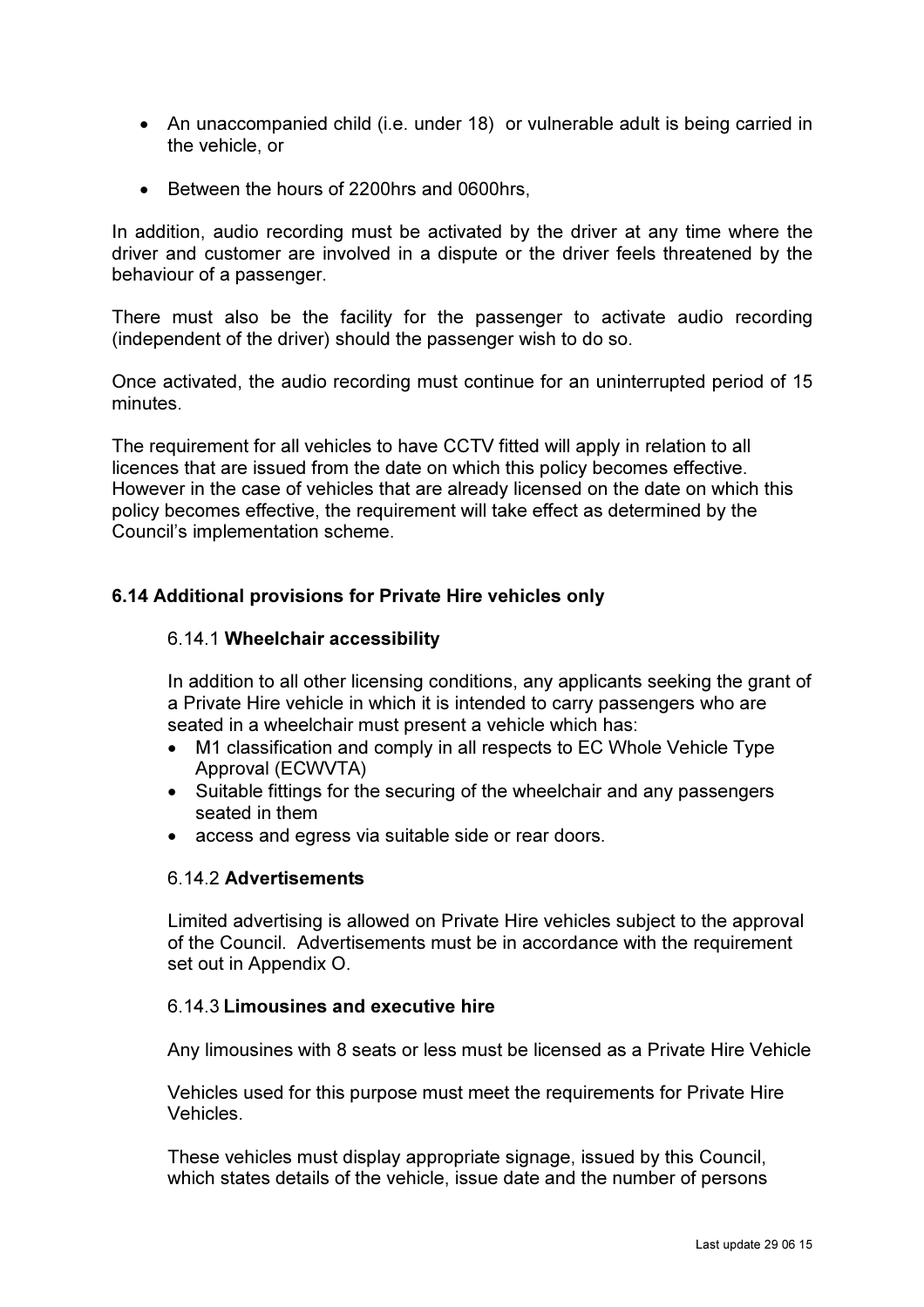- An unaccompanied child (i.e. under 18) or vulnerable adult is being carried in the vehicle, or
- Between the hours of 2200hrs and 0600hrs,

In addition, audio recording must be activated by the driver at any time where the driver and customer are involved in a dispute or the driver feels threatened by the behaviour of a passenger.

There must also be the facility for the passenger to activate audio recording (independent of the driver) should the passenger wish to do so.

Once activated, the audio recording must continue for an uninterrupted period of 15 minutes.

The requirement for all vehicles to have CCTV fitted will apply in relation to all licences that are issued from the date on which this policy becomes effective. However in the case of vehicles that are already licensed on the date on which this policy becomes effective, the requirement will take effect as determined by the Council's implementation scheme.

### 6.14 Additional provisions for Private Hire vehicles only

#### 6.14.1 Wheelchair accessibility

In addition to all other licensing conditions, any applicants seeking the grant of a Private Hire vehicle in which it is intended to carry passengers who are seated in a wheelchair must present a vehicle which has:

- M1 classification and comply in all respects to EC Whole Vehicle Type Approval (ECWVTA)
- Suitable fittings for the securing of the wheelchair and any passengers seated in them
- access and egress via suitable side or rear doors.

#### 6.14.2 Advertisements

Limited advertising is allowed on Private Hire vehicles subject to the approval of the Council. Advertisements must be in accordance with the requirement set out in Appendix O.

#### 6.14.3 Limousines and executive hire

Any limousines with 8 seats or less must be licensed as a Private Hire Vehicle

Vehicles used for this purpose must meet the requirements for Private Hire Vehicles.

These vehicles must display appropriate signage, issued by this Council, which states details of the vehicle, issue date and the number of persons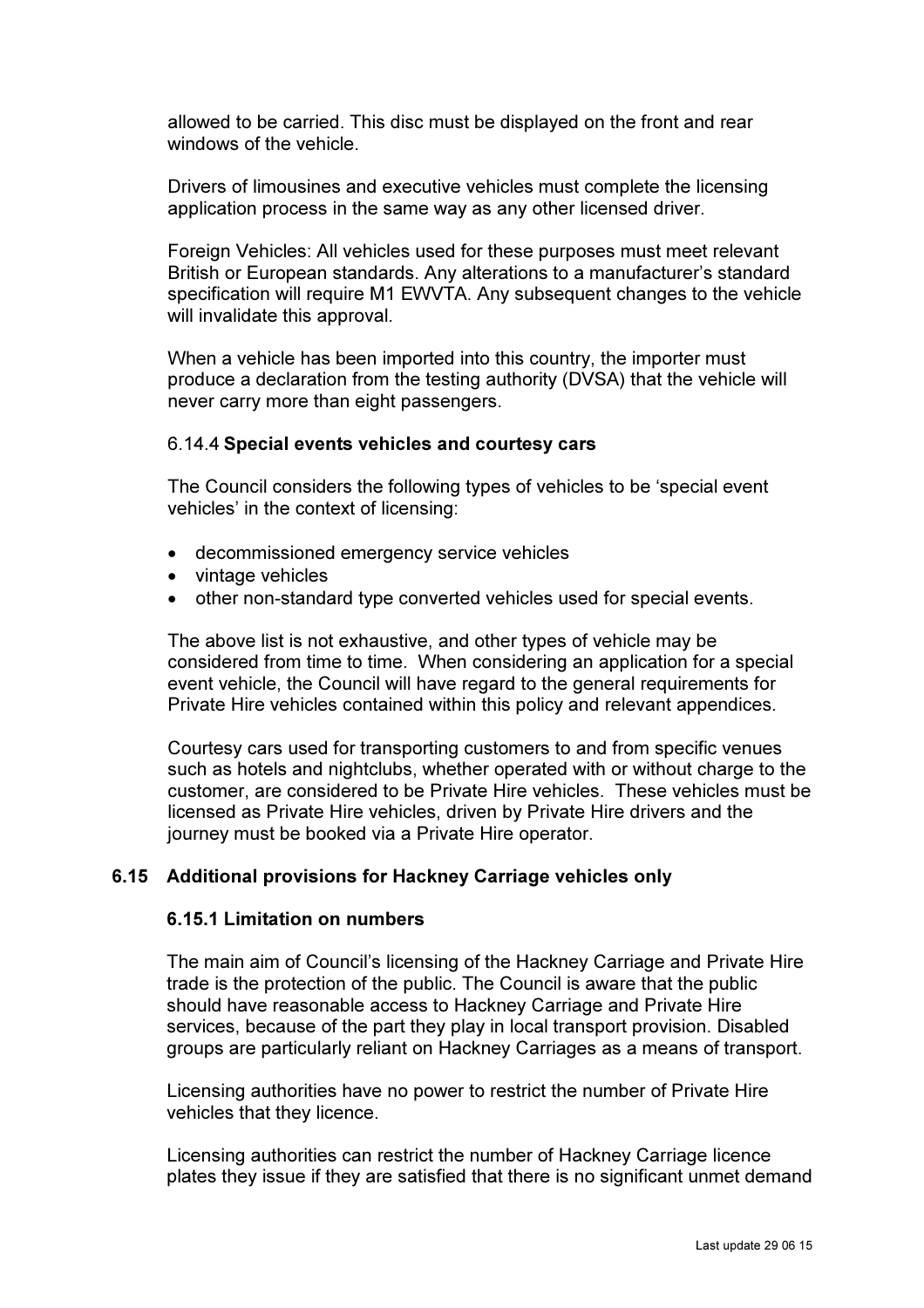allowed to be carried. This disc must be displayed on the front and rear windows of the vehicle.

Drivers of limousines and executive vehicles must complete the licensing application process in the same way as any other licensed driver.

Foreign Vehicles: All vehicles used for these purposes must meet relevant British or European standards. Any alterations to a manufacturer's standard specification will require M1 EWVTA. Any subsequent changes to the vehicle will invalidate this approval.

When a vehicle has been imported into this country, the importer must produce a declaration from the testing authority (DVSA) that the vehicle will never carry more than eight passengers.

#### 6.14.4 **Special events vehicles and courtesy cars**

The Council considers the following types of vehicles to be 'special event vehicles' in the context of licensing:

- decommissioned emergency service vehicles
- vintage vehicles
- other non-standard type converted vehicles used for special events.

The above list is not exhaustive, and other types of vehicle may be considered from time to time. When considering an application for a special event vehicle, the Council will have regard to the general requirements for Private Hire vehicles contained within this policy and relevant appendices.

Courtesy cars used for transporting customers to and from specific venues such as hotels and nightclubs, whether operated with or without charge to the customer, are considered to be Private Hire vehicles. These vehicles must be licensed as Private Hire vehicles, driven by Private Hire drivers and the journey must be booked via a Private Hire operator.

## 6.15 Additional provisions for Hackney Carriage vehicles only

### 6.15.1 Limitation on numbers

The main aim of Council's licensing of the Hackney Carriage and Private Hire trade is the protection of the public. The Council is aware that the public should have reasonable access to Hackney Carriage and Private Hire services, because of the part they play in local transport provision. Disabled groups are particularly reliant on Hackney Carriages as a means of transport.

Licensing authorities have no power to restrict the number of Private Hire vehicles that they licence.

Licensing authorities can restrict the number of Hackney Carriage licence plates they issue if they are satisfied that there is no significant unmet demand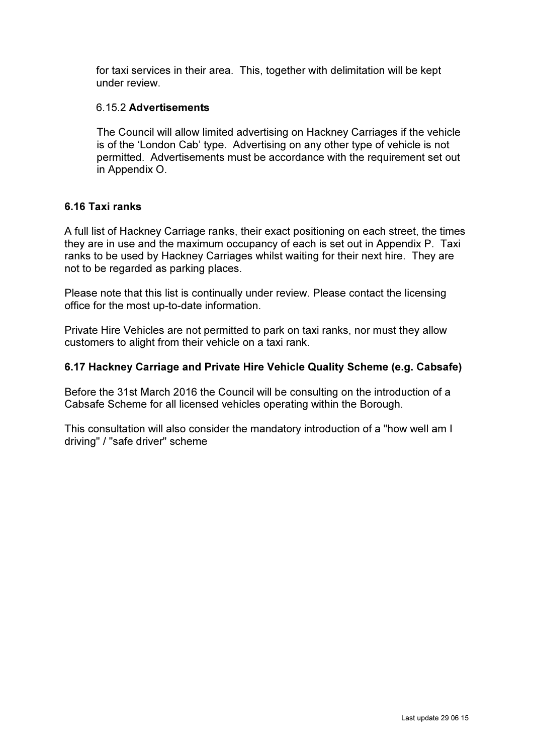for taxi services in their area. This, together with delimitation will be kept under review.

#### 6.15.2 **Advertisements**

The Council will allow limited advertising on Hackney Carriages if the vehicle is of the 'London Cab' type. Advertising on any other type of vehicle is not permitted. Advertisements must be accordance with the requirement set out in Appendix O.

### 6.16 Taxi ranks

A full list of Hackney Carriage ranks, their exact positioning on each street, the times they are in use and the maximum occupancy of each is set out in Appendix P. Taxi ranks to be used by Hackney Carriages whilst waiting for their next hire. They are not to be regarded as parking places.

Please note that this list is continually under review. Please contact the licensing office for the most up-to-date information.

Private Hire Vehicles are not permitted to park on taxi ranks, nor must they allow customers to alight from their vehicle on a taxi rank.

### 6.17 Hackney Carriage and Private Hire Vehicle Quality Scheme (e.g. Cabsafe)

Before the 31st March 2016 the Council will be consulting on the introduction of a Cabsafe Scheme for all licensed vehicles operating within the Borough.

This consultation will also consider the mandatory introduction of a "how well am I driving" / "safe driver" scheme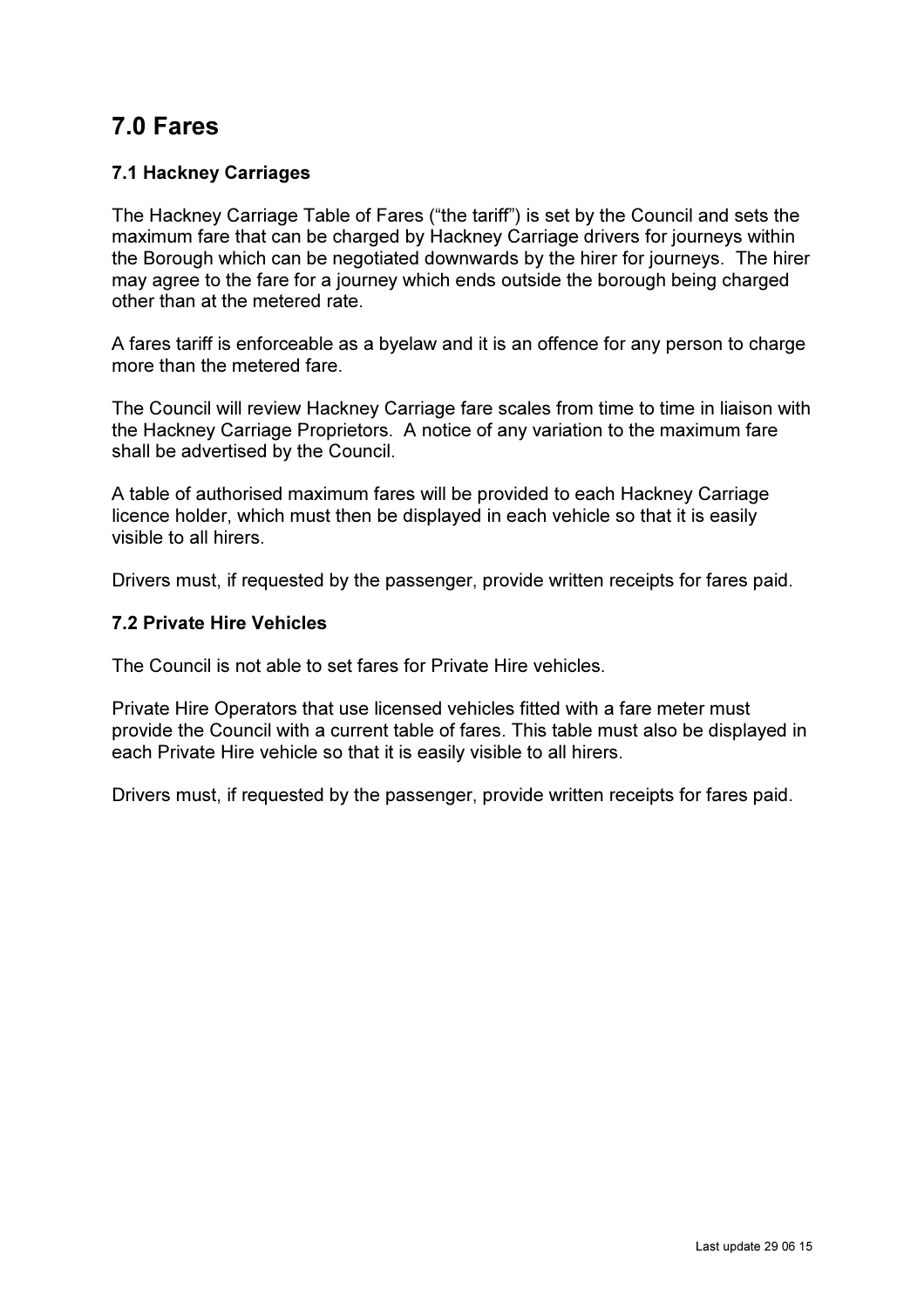# 7.0 Fares

### 7.1 Hackney Carriages

The Hackney Carriage Table of Fares ("the tariff") is set by the Council and sets the maximum fare that can be charged by Hackney Carriage drivers for journeys within the Borough which can be negotiated downwards by the hirer for journeys. The hirer may agree to the fare for a journey which ends outside the borough being charged other than at the metered rate.

A fares tariff is enforceable as a byelaw and it is an offence for any person to charge more than the metered fare.

The Council will review Hackney Carriage fare scales from time to time in liaison with the Hackney Carriage Proprietors. A notice of any variation to the maximum fare shall be advertised by the Council.

A table of authorised maximum fares will be provided to each Hackney Carriage licence holder, which must then be displayed in each vehicle so that it is easily visible to all hirers.

Drivers must, if requested by the passenger, provide written receipts for fares paid.

### 7.2 Private Hire Vehicles

The Council is not able to set fares for Private Hire vehicles.

Private Hire Operators that use licensed vehicles fitted with a fare meter must provide the Council with a current table of fares. This table must also be displayed in each Private Hire vehicle so that it is easily visible to all hirers.

Drivers must, if requested by the passenger, provide written receipts for fares paid.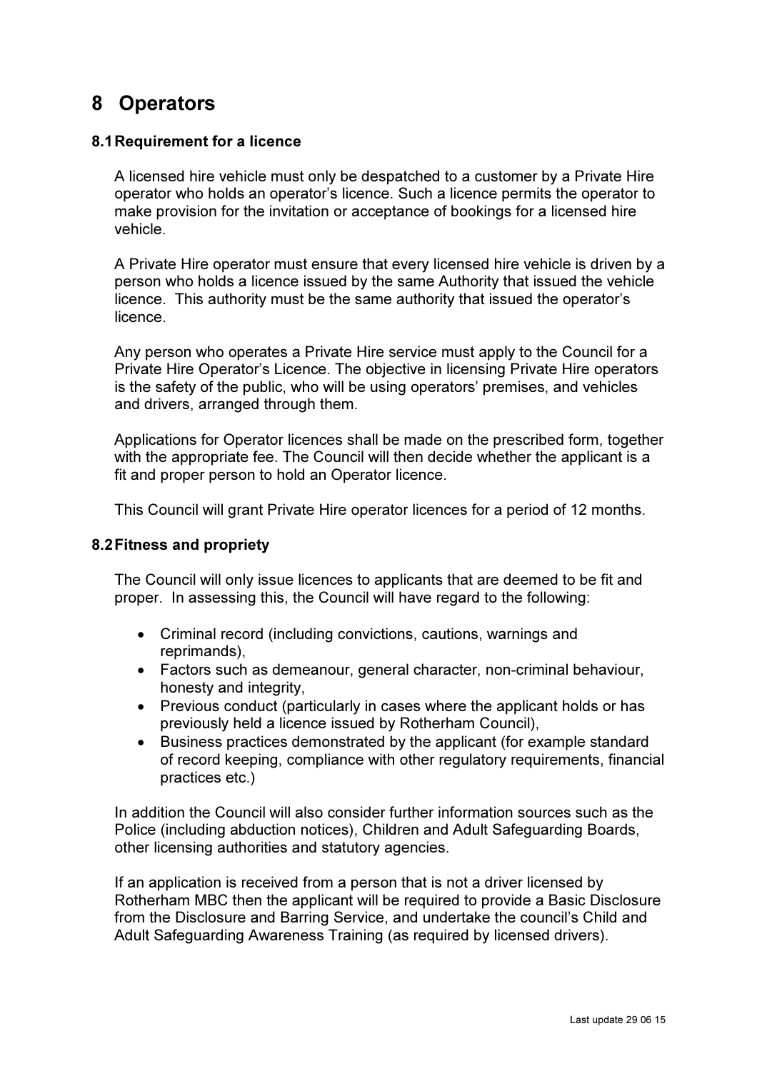# 8 Operators

## 8.1 Requirement for a licence

A licensed hire vehicle must only be despatched to a customer by a Private Hire operator who holds an operator's licence. Such a licence permits the operator to make provision for the invitation or acceptance of bookings for a licensed hire vehicle.

A Private Hire operator must ensure that every licensed hire vehicle is driven by a person who holds a licence issued by the same Authority that issued the vehicle licence. This authority must be the same authority that issued the operator's licence.

Any person who operates a Private Hire service must apply to the Council for a Private Hire Operator's Licence. The objective in licensing Private Hire operators is the safety of the public, who will be using operators' premises, and vehicles and drivers, arranged through them.

Applications for Operator licences shall be made on the prescribed form, together with the appropriate fee. The Council will then decide whether the applicant is a fit and proper person to hold an Operator licence.

This Council will grant Private Hire operator licences for a period of 12 months.

## 8.2 Fitness and propriety

The Council will only issue licences to applicants that are deemed to be fit and proper. In assessing this, the Council will have regard to the following:

- Criminal record (including convictions, cautions, warnings and reprimands),
- Factors such as demeanour, general character, non-criminal behaviour, honesty and integrity,
- Previous conduct (particularly in cases where the applicant holds or has previously held a licence issued by Rotherham Council),
- Business practices demonstrated by the applicant (for example standard of record keeping, compliance with other regulatory requirements, financial practices etc.)

In addition the Council will also consider further information sources such as the Police (including abduction notices), Children and Adult Safeguarding Boards, other licensing authorities and statutory agencies.

If an application is received from a person that is not a driver licensed by Rotherham MBC then the applicant will be required to provide a Basic Disclosure from the Disclosure and Barring Service, and undertake the council's Child and Adult Safeguarding Awareness Training (as required by licensed drivers).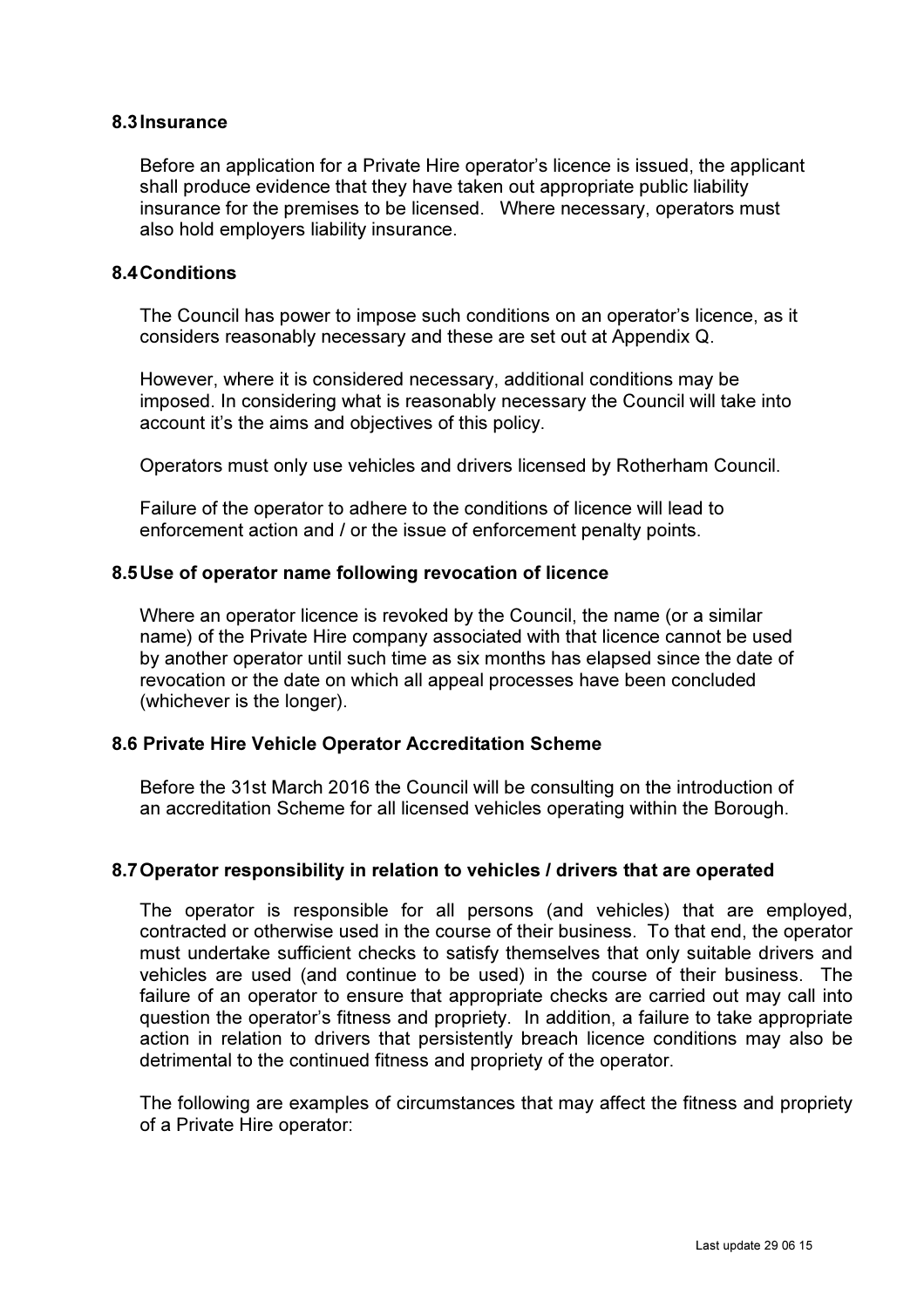### 8.3 Insurance

Before an application for a Private Hire operator's licence is issued, the applicant shall produce evidence that they have taken out appropriate public liability insurance for the premises to be licensed. Where necessary, operators must also hold employers liability insurance.

### 8.4 Conditions

The Council has power to impose such conditions on an operator's licence, as it considers reasonably necessary and these are set out at Appendix Q.

However, where it is considered necessary, additional conditions may be imposed. In considering what is reasonably necessary the Council will take into account it's the aims and objectives of this policy.

Operators must only use vehicles and drivers licensed by Rotherham Council.

Failure of the operator to adhere to the conditions of licence will lead to enforcement action and / or the issue of enforcement penalty points.

### 8.5 Use of operator name following revocation of licence

Where an operator licence is revoked by the Council, the name (or a similar name) of the Private Hire company associated with that licence cannot be used by another operator until such time as six months has elapsed since the date of revocation or the date on which all appeal processes have been concluded (whichever is the longer).

### 8.6 Private Hire Vehicle Operator Accreditation Scheme

Before the 31st March 2016 the Council will be consulting on the introduction of an accreditation Scheme for all licensed vehicles operating within the Borough.

### 8.7 Operator responsibility in relation to vehicles / drivers that are operated

The operator is responsible for all persons (and vehicles) that are employed, contracted or otherwise used in the course of their business. To that end, the operator must undertake sufficient checks to satisfy themselves that only suitable drivers and vehicles are used (and continue to be used) in the course of their business. The failure of an operator to ensure that appropriate checks are carried out may call into question the operator's fitness and propriety. In addition, a failure to take appropriate action in relation to drivers that persistently breach licence conditions may also be detrimental to the continued fitness and propriety of the operator.

The following are examples of circumstances that may affect the fitness and propriety of a Private Hire operator: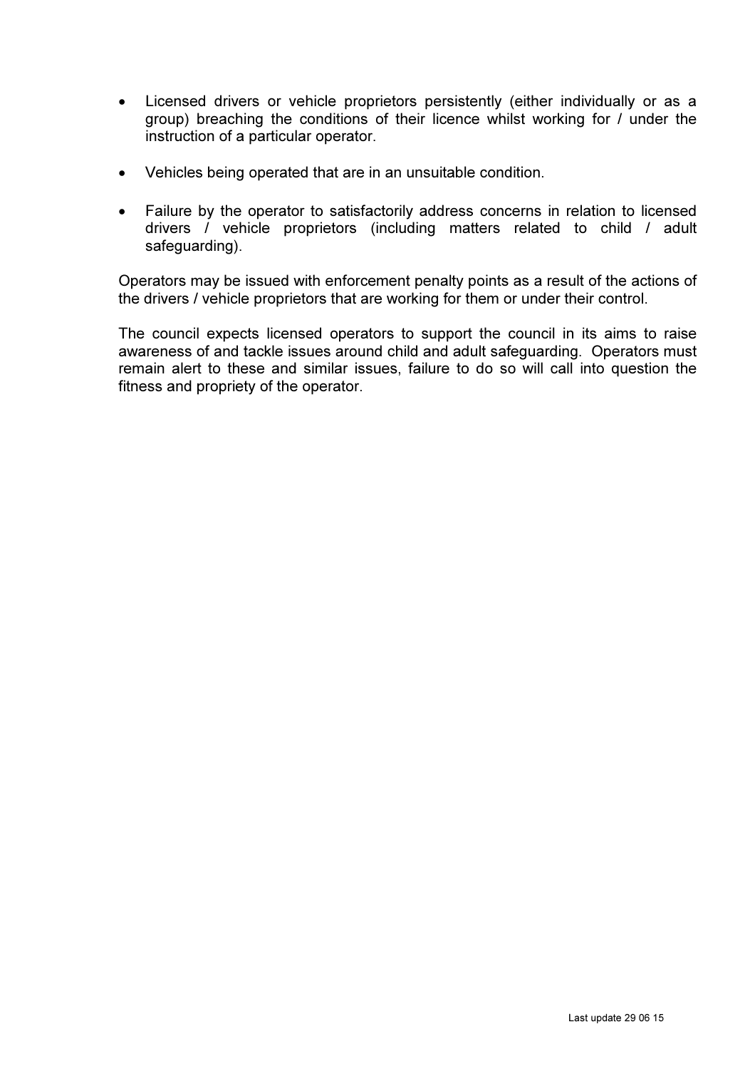- Licensed drivers or vehicle proprietors persistently (either individually or as a group) breaching the conditions of their licence whilst working for / under the instruction of a particular operator.

- Vehicles being operated that are in an unsuitable condition.

- Failure by the operator to satisfactorily address concerns in relation to licensed drivers / vehicle proprietors (including matters related to child / adult safeguarding).

Operators may be issued with enforcement penalty points as a result of the actions of the drivers / vehicle proprietors that are working for them or under their control.

The council expects licensed operators to support the council in its aims to raise awareness of and tackle issues around child and adult safeguarding. Operators must remain alert to these and similar issues, failure to do so will call into question the fitness and propriety of the operator.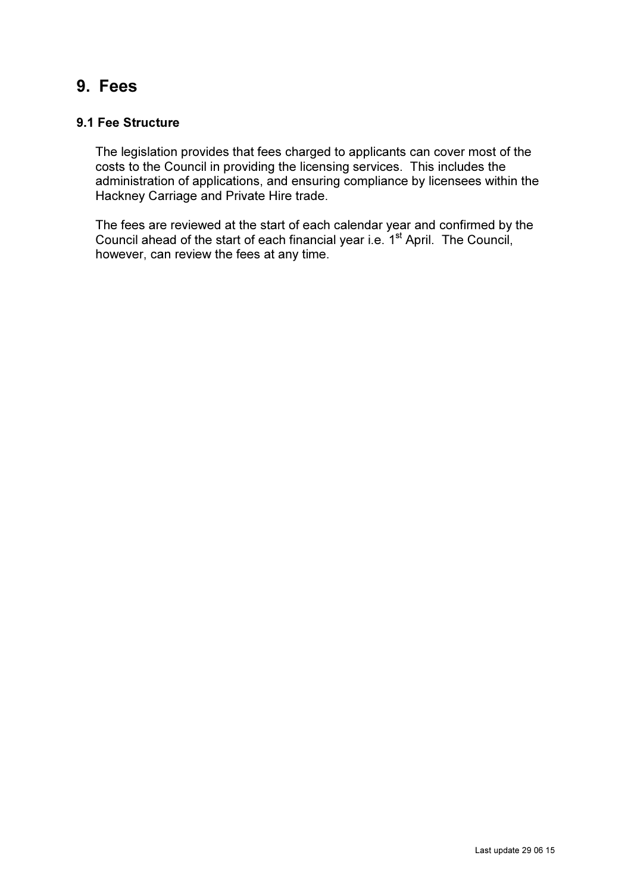# 9. Fees

### 9.1 Fee Structure

The legislation provides that fees charged to applicants can cover most of the costs to the Council in providing the licensing services. This includes the administration of applications, and ensuring compliance by licensees within the Hackney Carriage and Private Hire trade.

The fees are reviewed at the start of each calendar year and confirmed by the Council ahead of the start of each financial year i.e. 1st April. The Council, however, can review the fees at any time.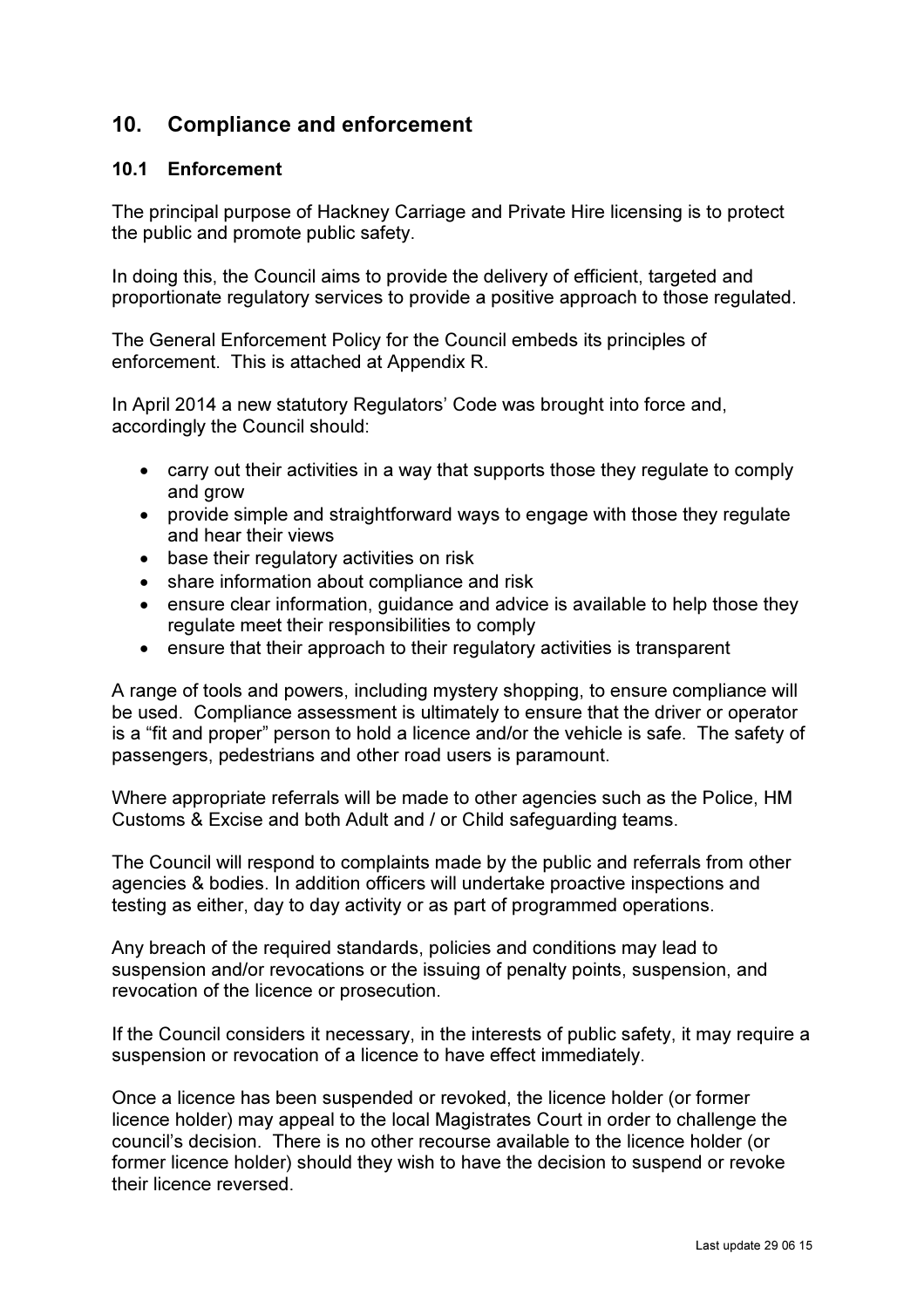## 10. Compliance and enforcement

### 10.1 Enforcement

The principal purpose of Hackney Carriage and Private Hire licensing is to protect the public and promote public safety.

In doing this, the Council aims to provide the delivery of efficient, targeted and proportionate regulatory services to provide a positive approach to those regulated.

The General Enforcement Policy for the Council embeds its principles of enforcement. This is attached at Appendix R.

In April 2014 a new statutory Regulators' Code was brought into force and, accordingly the Council should:

- carry out their activities in a way that supports those they regulate to comply and grow
- provide simple and straightforward ways to engage with those they regulate and hear their views
- base their regulatory activities on risk
- share information about compliance and risk
- ensure clear information, guidance and advice is available to help those they regulate meet their responsibilities to comply
- ensure that their approach to their regulatory activities is transparent

A range of tools and powers, including mystery shopping, to ensure compliance will be used. Compliance assessment is ultimately to ensure that the driver or operator is a "fit and proper" person to hold a licence and/or the vehicle is safe. The safety of passengers, pedestrians and other road users is paramount.

Where appropriate referrals will be made to other agencies such as the Police, HM Customs & Excise and both Adult and / or Child safeguarding teams.

The Council will respond to complaints made by the public and referrals from other agencies & bodies. In addition officers will undertake proactive inspections and testing as either, day to day activity or as part of programmed operations.

Any breach of the required standards, policies and conditions may lead to suspension and/or revocations or the issuing of penalty points, suspension, and revocation of the licence or prosecution.

If the Council considers it necessary, in the interests of public safety, it may require a suspension or revocation of a licence to have effect immediately.

Once a licence has been suspended or revoked, the licence holder (or former licence holder) may appeal to the local Magistrates Court in order to challenge the council's decision. There is no other recourse available to the licence holder (or former licence holder) should they wish to have the decision to suspend or revoke their licence reversed.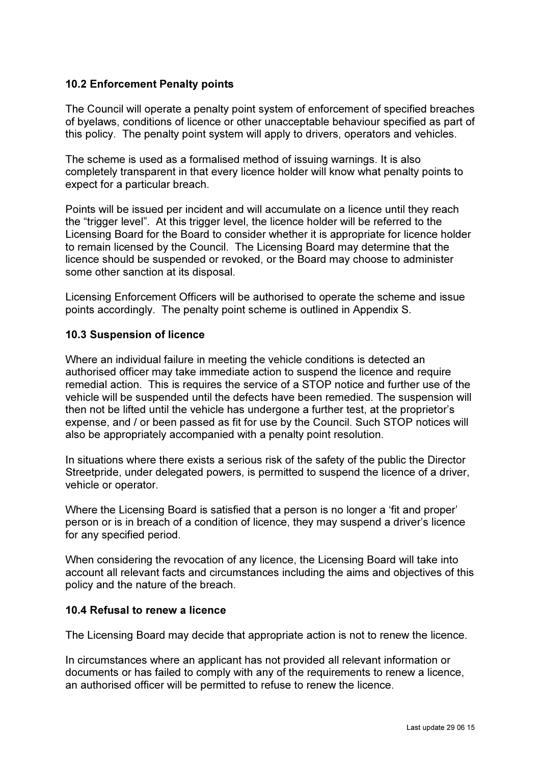### 10.2 Enforcement Penalty points

The Council will operate a penalty point system of enforcement of specified breaches of byelaws, conditions of licence or other unacceptable behaviour specified as part of this policy. The penalty point system will apply to drivers, operators and vehicles.

The scheme is used as a formalised method of issuing warnings. It is also completely transparent in that every licence holder will know what penalty points to expect for a particular breach.

Points will be issued per incident and will accumulate on a licence until they reach the "trigger level". At this trigger level, the licence holder will be referred to the Licensing Board for the Board to consider whether it is appropriate for licence holder to remain licensed by the Council. The Licensing Board may determine that the licence should be suspended or revoked, or the Board may choose to administer some other sanction at its disposal.

Licensing Enforcement Officers will be authorised to operate the scheme and issue points accordingly. The penalty point scheme is outlined in Appendix S.

### 10.3 Suspension of licence

Where an individual failure in meeting the vehicle conditions is detected an authorised officer may take immediate action to suspend the licence and require remedial action. This is requires the service of a STOP notice and further use of the vehicle will be suspended until the defects have been remedied. The suspension will then not be lifted until the vehicle has undergone a further test, at the proprietor's expense, and / or been passed as fit for use by the Council. Such STOP notices will also be appropriately accompanied with a penalty point resolution.

In situations where there exists a serious risk of the safety of the public the Director Streetpride, under delegated powers, is permitted to suspend the licence of a driver, vehicle or operator.

Where the Licensing Board is satisfied that a person is no longer a 'fit and proper' person or is in breach of a condition of licence, they may suspend a driver's licence for any specified period.

When considering the revocation of any licence, the Licensing Board will take into account all relevant facts and circumstances including the aims and objectives of this policy and the nature of the breach.

### 10.4 Refusal to renew a licence

The Licensing Board may decide that appropriate action is not to renew the licence.

In circumstances where an applicant has not provided all relevant information or documents or has failed to comply with any of the requirements to renew a licence, an authorised officer will be permitted to refuse to renew the licence.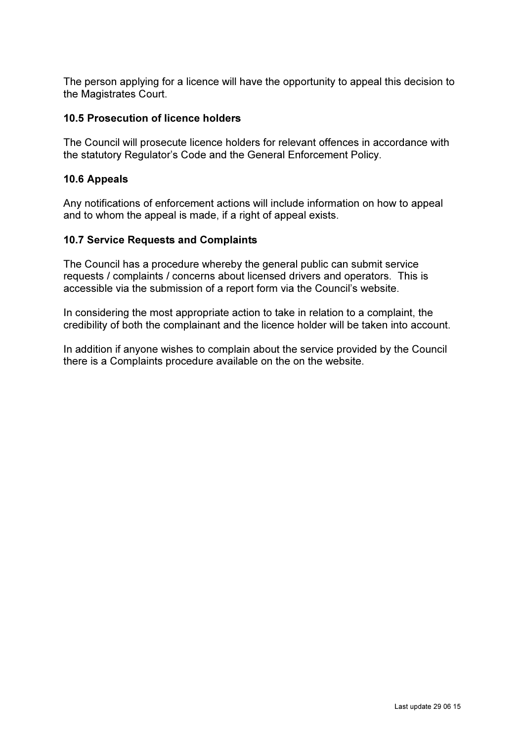The person applying for a licence will have the opportunity to appeal this decision to the Magistrates Court.

### 10.5 Prosecution of licence holders

The Council will prosecute licence holders for relevant offences in accordance with the statutory Regulator's Code and the General Enforcement Policy.

### 10.6 Appeals

Any notifications of enforcement actions will include information on how to appeal and to whom the appeal is made, if a right of appeal exists.

### 10.7 Service Requests and Complaints

The Council has a procedure whereby the general public can submit service requests / complaints / concerns about licensed drivers and operators. This is accessible via the submission of a report form via the Council's website.

In considering the most appropriate action to take in relation to a complaint, the credibility of both the complainant and the licence holder will be taken into account.

In addition if anyone wishes to complain about the service provided by the Council there is a Complaints procedure available on the on the website.

Last update 29 06 15